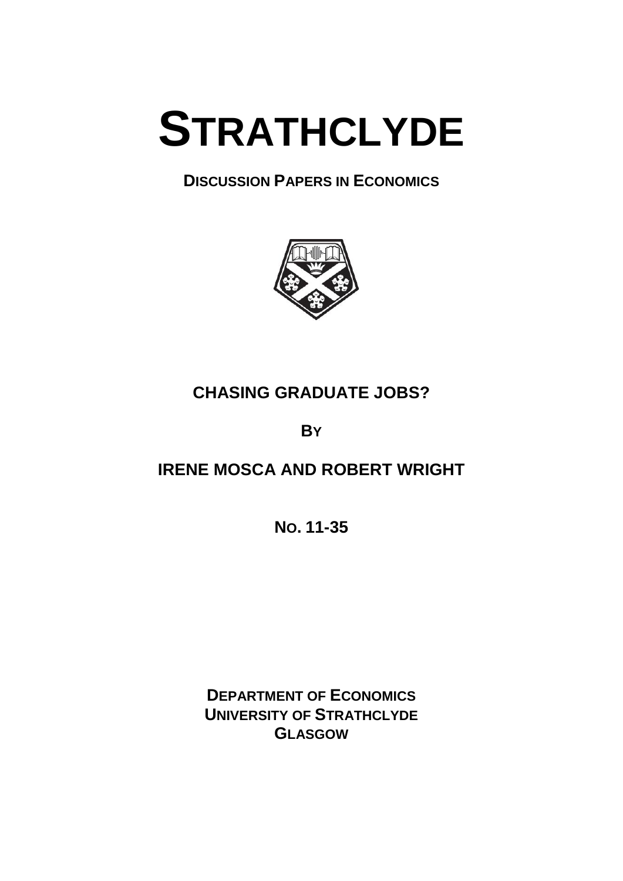# STRATHCLYDE

**DISCUSSION PAPERS IN ECONOMICS**

## CHASING GRADUATE JOBS?

**BY**

**IRENE MOSCA AND ROBERT WRIGHT**

**NO. 11-35**

**DEPARTMENT OF ECONOMICS**
**UNIVERSITY OF STRATHCLYDE**
**GLASGOW**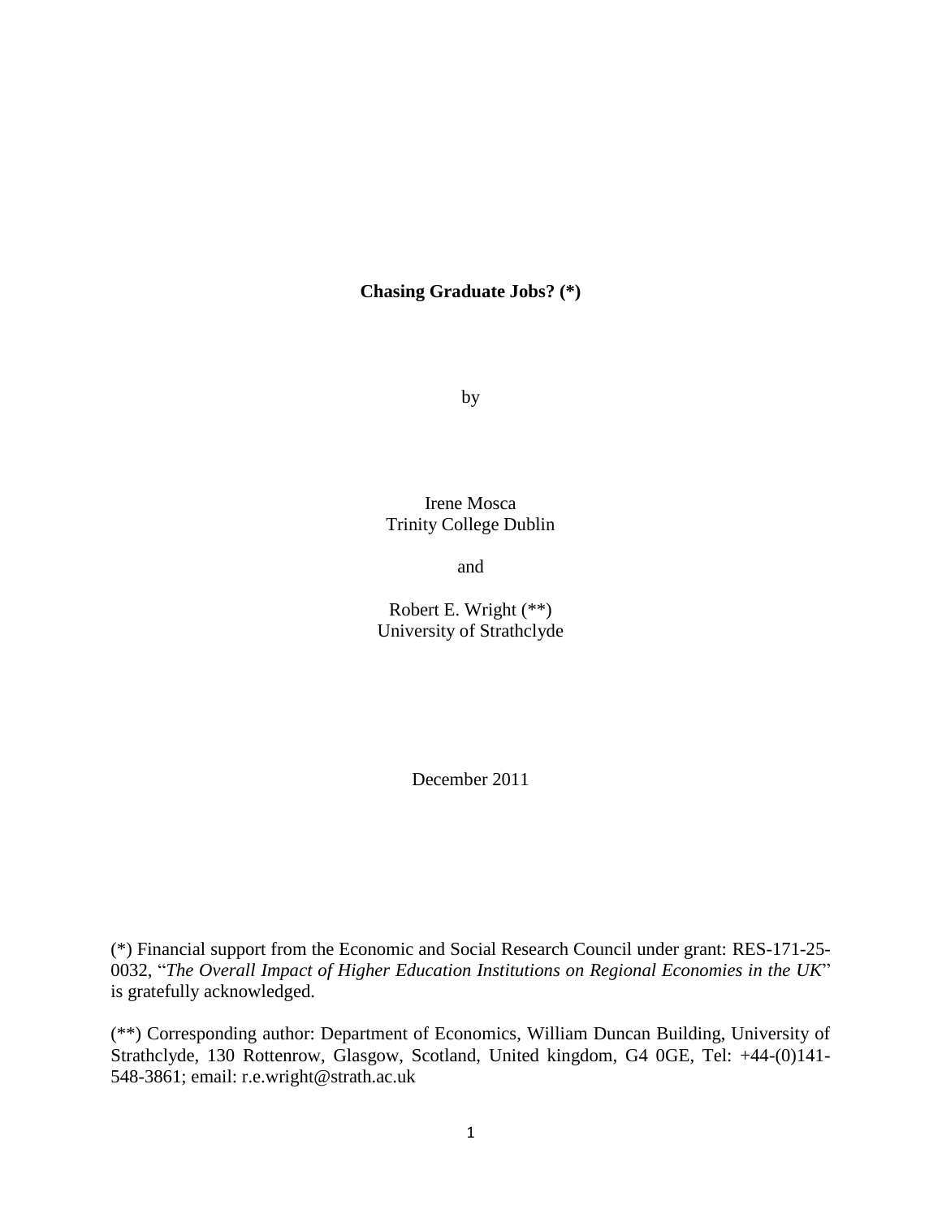**Chasing Graduate Jobs? (*)**

by

Irene Mosca
Trinity College Dublin

and

Robert E. Wright (**)
University of Strathclyde

December 2011

(*) Financial support from the Economic and Social Research Council under grant: RES-171-25-0032, "*The Overall Impact of Higher Education Institutions on Regional Economies in the UK*" is gratefully acknowledged.

(**) Corresponding author: Department of Economics, William Duncan Building, University of Strathclyde, 130 Rottenrow, Glasgow, Scotland, United kingdom, G4 0GE, Tel: +44-(0)141-548-3861; email: r.e.wright@strath.ac.uk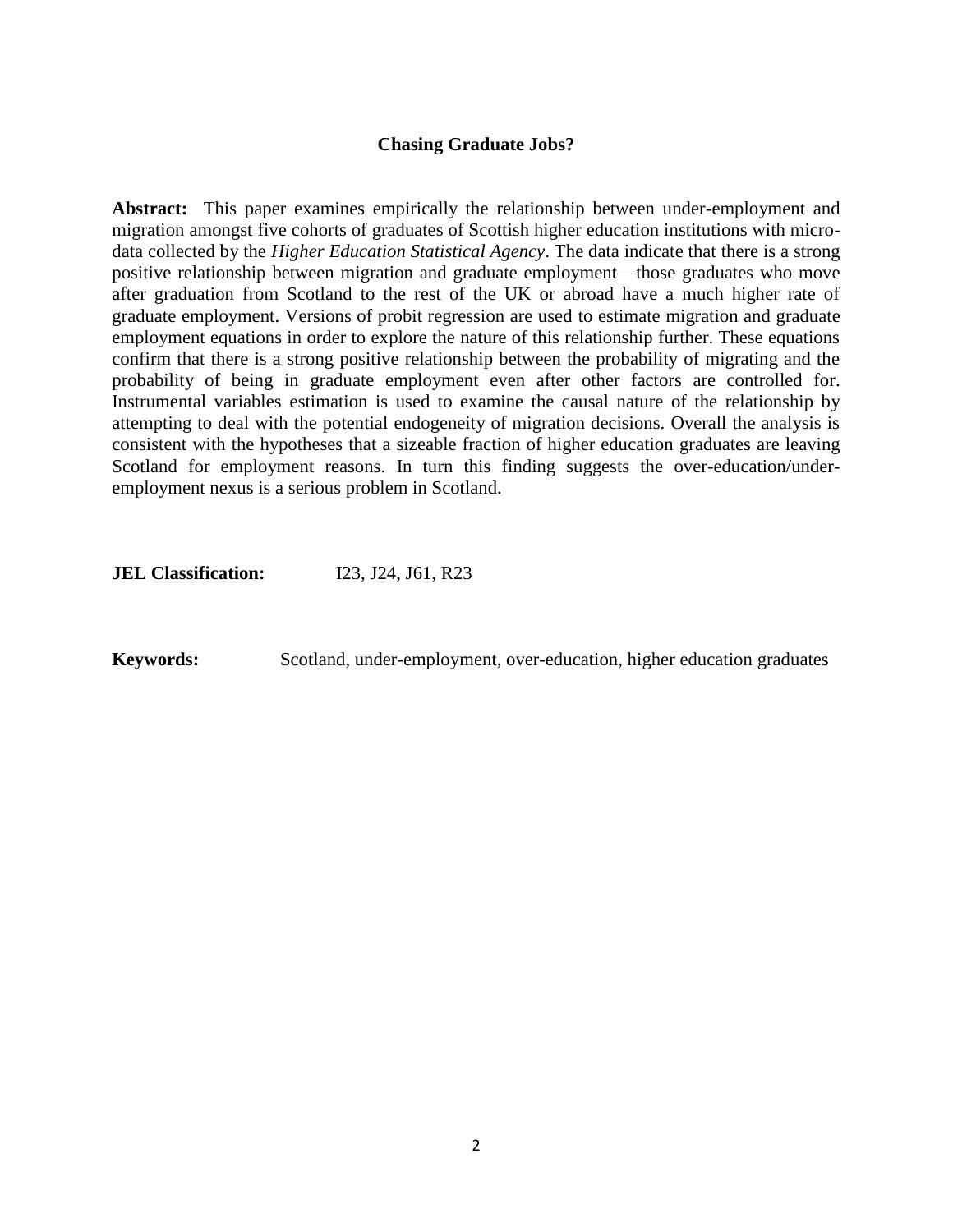# Chasing Graduate Jobs?

**Abstract:** This paper examines empirically the relationship between under-employment and migration amongst five cohorts of graduates of Scottish higher education institutions with micro-data collected by the *Higher Education Statistical Agency*. The data indicate that there is a strong positive relationship between migration and graduate employment—those graduates who move after graduation from Scotland to the rest of the UK or abroad have a much higher rate of graduate employment. Versions of probit regression are used to estimate migration and graduate employment equations in order to explore the nature of this relationship further. These equations confirm that there is a strong positive relationship between the probability of migrating and the probability of being in graduate employment even after other factors are controlled for. Instrumental variables estimation is used to examine the causal nature of the relationship by attempting to deal with the potential endogeneity of migration decisions. Overall the analysis is consistent with the hypotheses that a sizeable fraction of higher education graduates are leaving Scotland for employment reasons. In turn this finding suggests the over-education/under-employment nexus is a serious problem in Scotland.

**JEL Classification:** I23, J24, J61, R23

**Keywords:** Scotland, under-employment, over-education, higher education graduates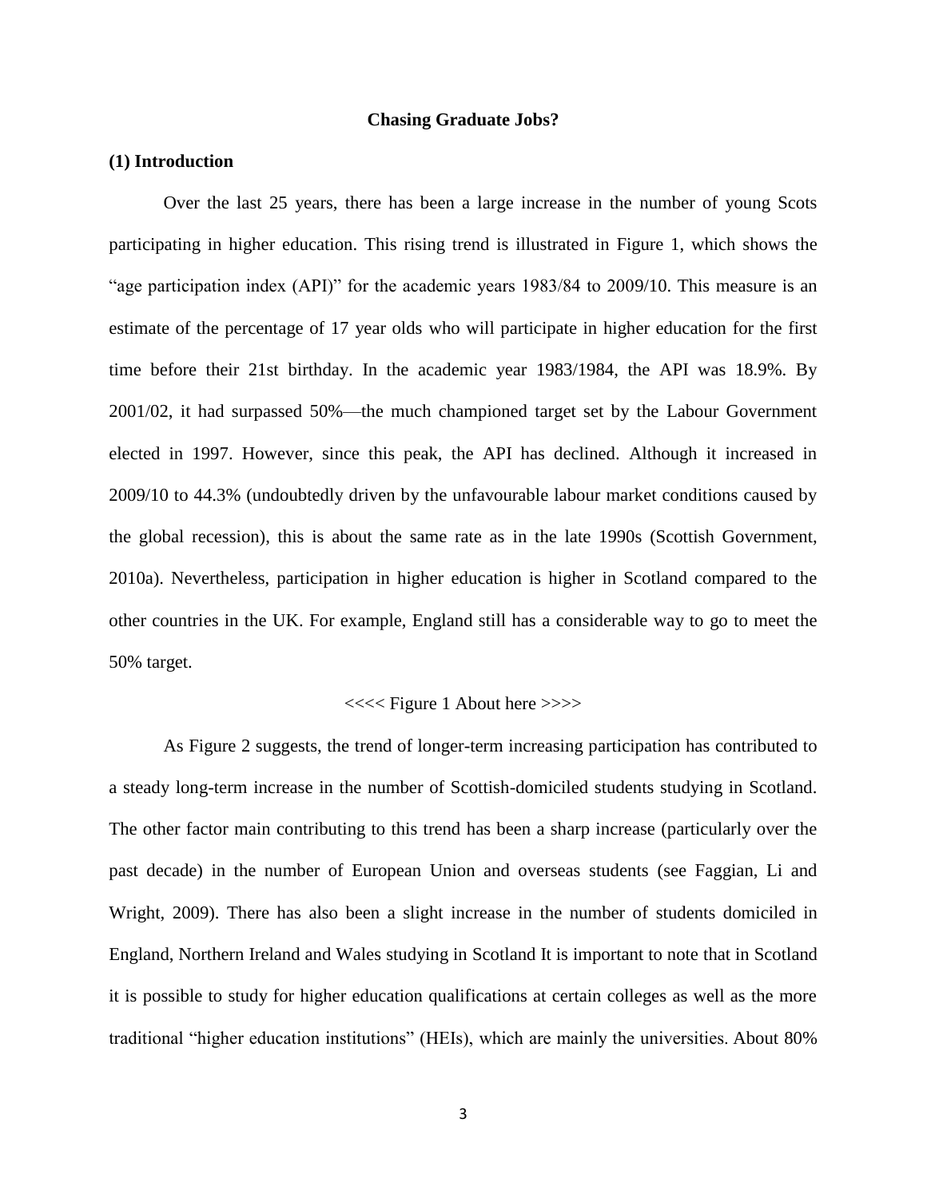**Chasing Graduate Jobs?**

## (1) Introduction

Over the last 25 years, there has been a large increase in the number of young Scots participating in higher education. This rising trend is illustrated in Figure 1, which shows the "age participation index (API)" for the academic years 1983/84 to 2009/10. This measure is an estimate of the percentage of 17 year olds who will participate in higher education for the first time before their 21st birthday. In the academic year 1983/1984, the API was 18.9%. By 2001/02, it had surpassed 50%—the much championed target set by the Labour Government elected in 1997. However, since this peak, the API has declined. Although it increased in 2009/10 to 44.3% (undoubtedly driven by the unfavourable labour market conditions caused by the global recession), this is about the same rate as in the late 1990s (Scottish Government, 2010a). Nevertheless, participation in higher education is higher in Scotland compared to the other countries in the UK. For example, England still has a considerable way to go to meet the 50% target.

<<<< Figure 1 About here >>>>

As Figure 2 suggests, the trend of longer-term increasing participation has contributed to a steady long-term increase in the number of Scottish-domiciled students studying in Scotland. The other factor main contributing to this trend has been a sharp increase (particularly over the past decade) in the number of European Union and overseas students (see Faggian, Li and Wright, 2009). There has also been a slight increase in the number of students domiciled in England, Northern Ireland and Wales studying in Scotland It is important to note that in Scotland it is possible to study for higher education qualifications at certain colleges as well as the more traditional "higher education institutions" (HEIs), which are mainly the universities. About 80%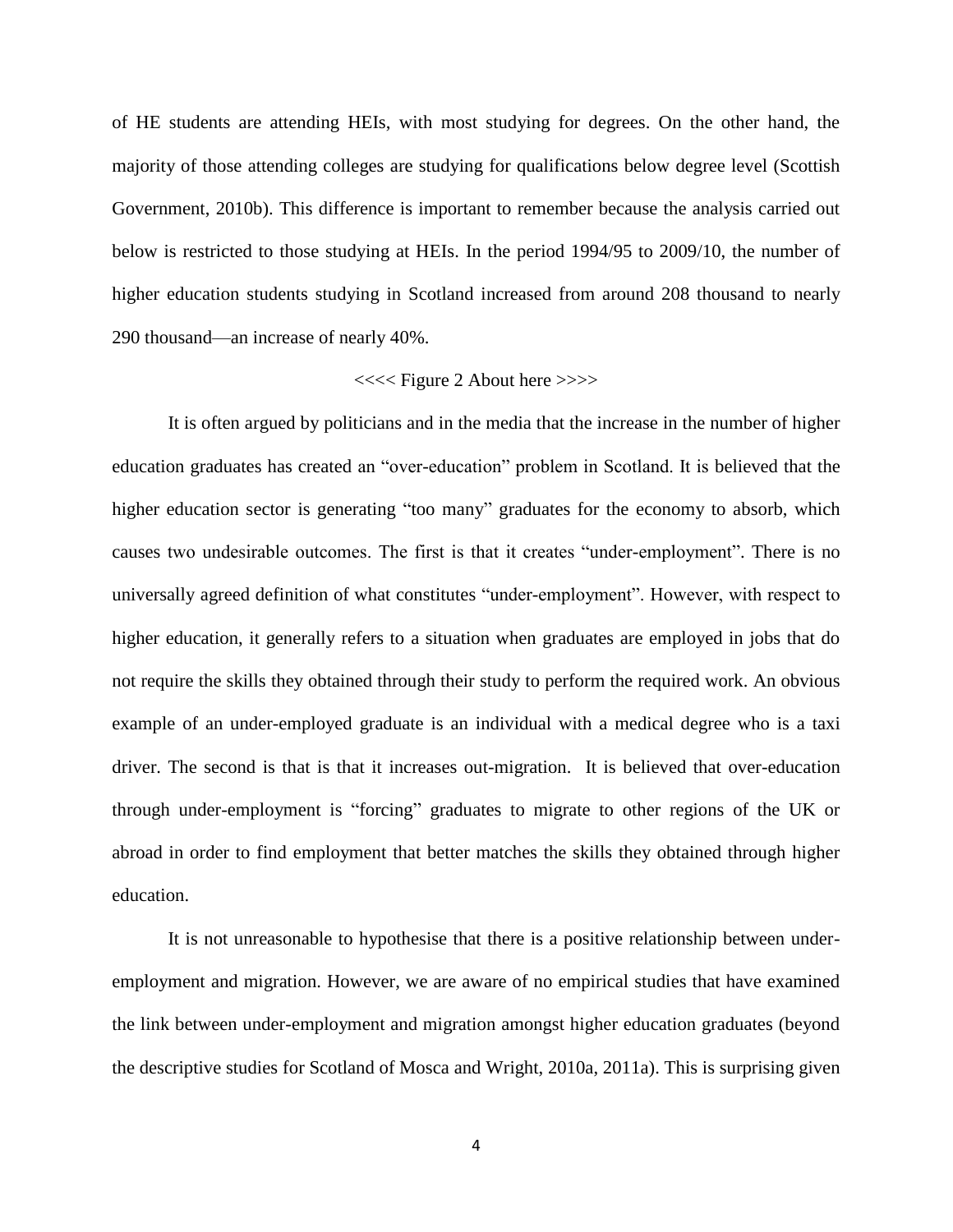of HE students are attending HEIs, with most studying for degrees. On the other hand, the majority of those attending colleges are studying for qualifications below degree level (Scottish Government, 2010b). This difference is important to remember because the analysis carried out below is restricted to those studying at HEIs. In the period 1994/95 to 2009/10, the number of higher education students studying in Scotland increased from around 208 thousand to nearly 290 thousand—an increase of nearly 40%.

<<<< Figure 2 About here >>>>

It is often argued by politicians and in the media that the increase in the number of higher education graduates has created an "over-education" problem in Scotland. It is believed that the higher education sector is generating "too many" graduates for the economy to absorb, which causes two undesirable outcomes. The first is that it creates "under-employment". There is no universally agreed definition of what constitutes "under-employment". However, with respect to higher education, it generally refers to a situation when graduates are employed in jobs that do not require the skills they obtained through their study to perform the required work. An obvious example of an under-employed graduate is an individual with a medical degree who is a taxi driver. The second is that is that it increases out-migration. It is believed that over-education through under-employment is "forcing" graduates to migrate to other regions of the UK or abroad in order to find employment that better matches the skills they obtained through higher education.

It is not unreasonable to hypothesise that there is a positive relationship between under-employment and migration. However, we are aware of no empirical studies that have examined the link between under-employment and migration amongst higher education graduates (beyond the descriptive studies for Scotland of Mosca and Wright, 2010a, 2011a). This is surprising given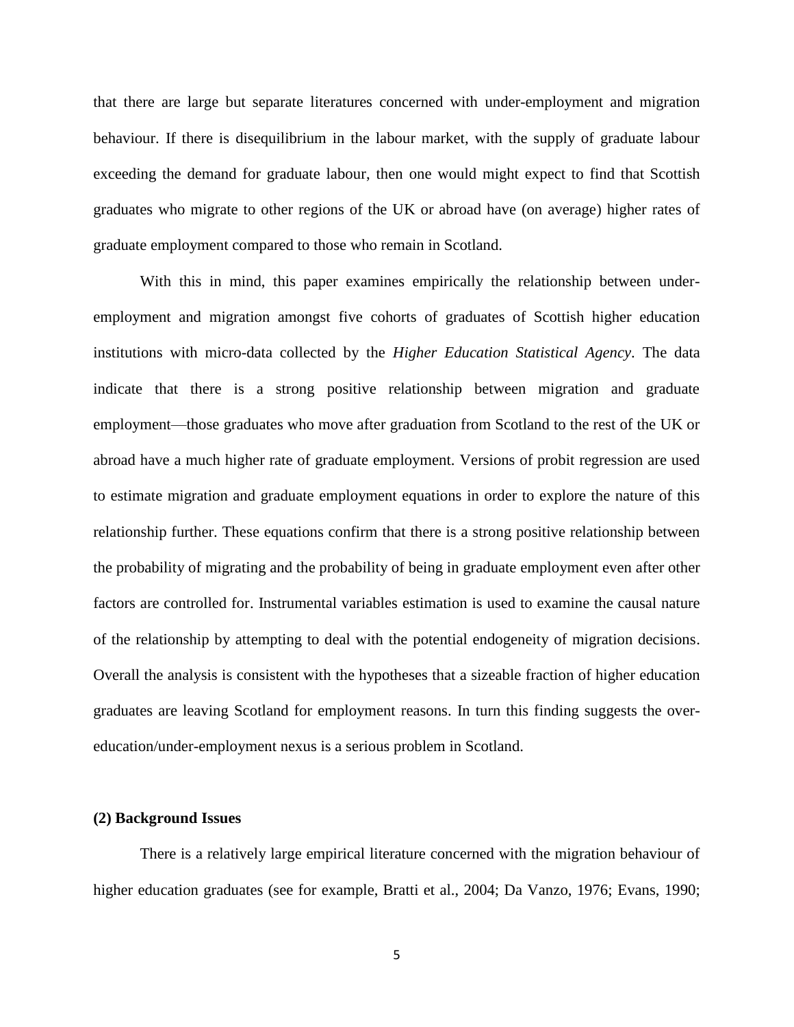that there are large but separate literatures concerned with under-employment and migration behaviour. If there is disequilibrium in the labour market, with the supply of graduate labour exceeding the demand for graduate labour, then one would might expect to find that Scottish graduates who migrate to other regions of the UK or abroad have (on average) higher rates of graduate employment compared to those who remain in Scotland.

With this in mind, this paper examines empirically the relationship between under-employment and migration amongst five cohorts of graduates of Scottish higher education institutions with micro-data collected by the *Higher Education Statistical Agency*. The data indicate that there is a strong positive relationship between migration and graduate employment—those graduates who move after graduation from Scotland to the rest of the UK or abroad have a much higher rate of graduate employment. Versions of probit regression are used to estimate migration and graduate employment equations in order to explore the nature of this relationship further. These equations confirm that there is a strong positive relationship between the probability of migrating and the probability of being in graduate employment even after other factors are controlled for. Instrumental variables estimation is used to examine the causal nature of the relationship by attempting to deal with the potential endogeneity of migration decisions. Overall the analysis is consistent with the hypotheses that a sizeable fraction of higher education graduates are leaving Scotland for employment reasons. In turn this finding suggests the over-education/under-employment nexus is a serious problem in Scotland.

## (2) Background Issues

There is a relatively large empirical literature concerned with the migration behaviour of higher education graduates (see for example, Bratti et al., 2004; Da Vanzo, 1976; Evans, 1990;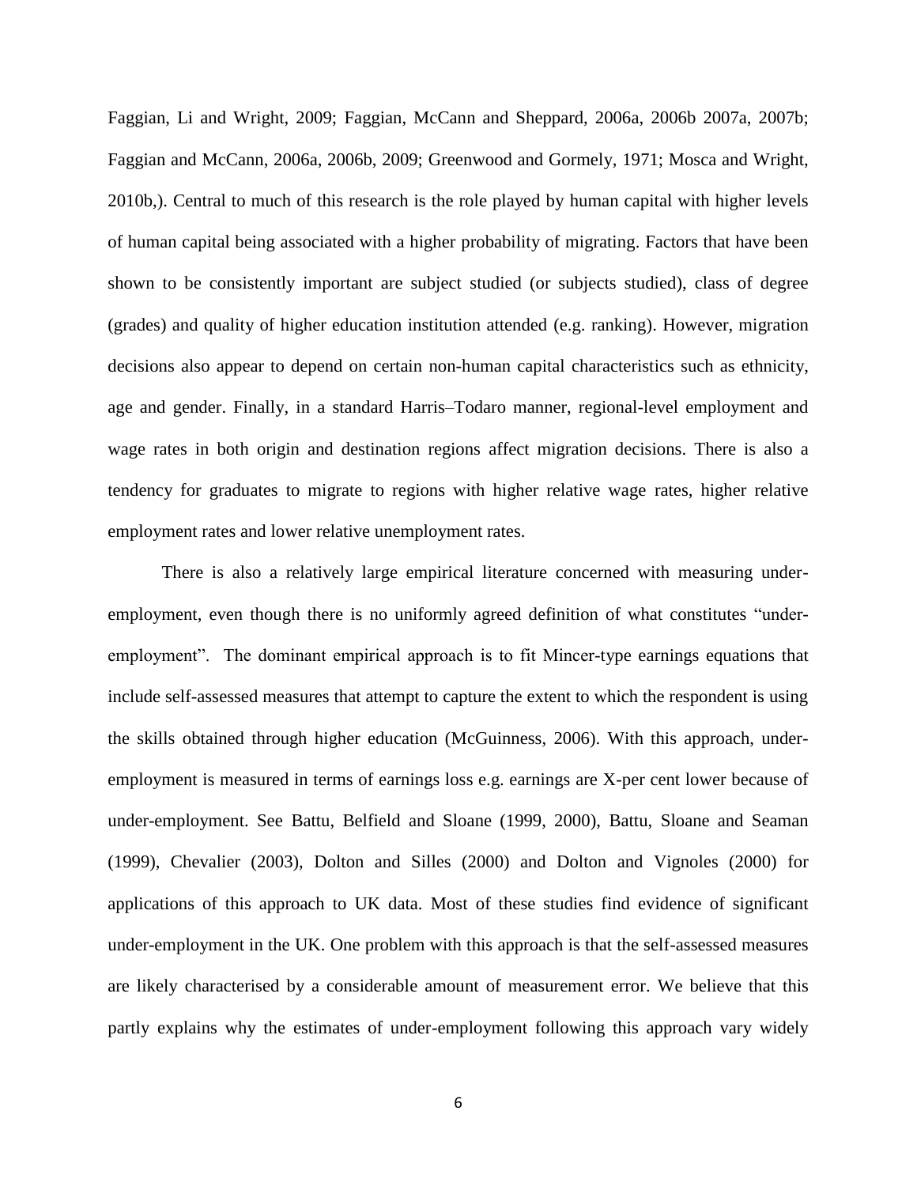Faggian, Li and Wright, 2009; Faggian, McCann and Sheppard, 2006a, 2006b 2007a, 2007b; Faggian and McCann, 2006a, 2006b, 2009; Greenwood and Gormely, 1971; Mosca and Wright, 2010b,). Central to much of this research is the role played by human capital with higher levels of human capital being associated with a higher probability of migrating. Factors that have been shown to be consistently important are subject studied (or subjects studied), class of degree (grades) and quality of higher education institution attended (e.g. ranking). However, migration decisions also appear to depend on certain non-human capital characteristics such as ethnicity, age and gender. Finally, in a standard Harris–Todaro manner, regional-level employment and wage rates in both origin and destination regions affect migration decisions. There is also a tendency for graduates to migrate to regions with higher relative wage rates, higher relative employment rates and lower relative unemployment rates.

There is also a relatively large empirical literature concerned with measuring under-employment, even though there is no uniformly agreed definition of what constitutes "under-employment". The dominant empirical approach is to fit Mincer-type earnings equations that include self-assessed measures that attempt to capture the extent to which the respondent is using the skills obtained through higher education (McGuinness, 2006). With this approach, under-employment is measured in terms of earnings loss e.g. earnings are X-per cent lower because of under-employment. See Battu, Belfield and Sloane (1999, 2000), Battu, Sloane and Seaman (1999), Chevalier (2003), Dolton and Silles (2000) and Dolton and Vignoles (2000) for applications of this approach to UK data. Most of these studies find evidence of significant under-employment in the UK. One problem with this approach is that the self-assessed measures are likely characterised by a considerable amount of measurement error. We believe that this partly explains why the estimates of under-employment following this approach vary widely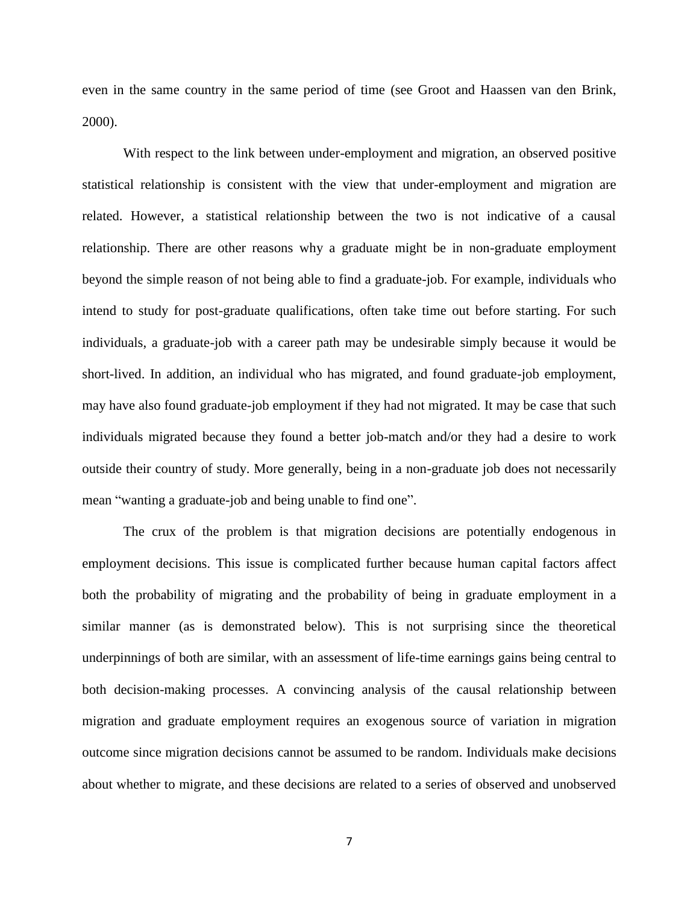even in the same country in the same period of time (see Groot and Haassen van den Brink, 2000).

With respect to the link between under-employment and migration, an observed positive statistical relationship is consistent with the view that under-employment and migration are related. However, a statistical relationship between the two is not indicative of a causal relationship. There are other reasons why a graduate might be in non-graduate employment beyond the simple reason of not being able to find a graduate-job. For example, individuals who intend to study for post-graduate qualifications, often take time out before starting. For such individuals, a graduate-job with a career path may be undesirable simply because it would be short-lived. In addition, an individual who has migrated, and found graduate-job employment, may have also found graduate-job employment if they had not migrated. It may be case that such individuals migrated because they found a better job-match and/or they had a desire to work outside their country of study. More generally, being in a non-graduate job does not necessarily mean "wanting a graduate-job and being unable to find one".

The crux of the problem is that migration decisions are potentially endogenous in employment decisions. This issue is complicated further because human capital factors affect both the probability of migrating and the probability of being in graduate employment in a similar manner (as is demonstrated below). This is not surprising since the theoretical underpinnings of both are similar, with an assessment of life-time earnings gains being central to both decision-making processes. A convincing analysis of the causal relationship between migration and graduate employment requires an exogenous source of variation in migration outcome since migration decisions cannot be assumed to be random. Individuals make decisions about whether to migrate, and these decisions are related to a series of observed and unobserved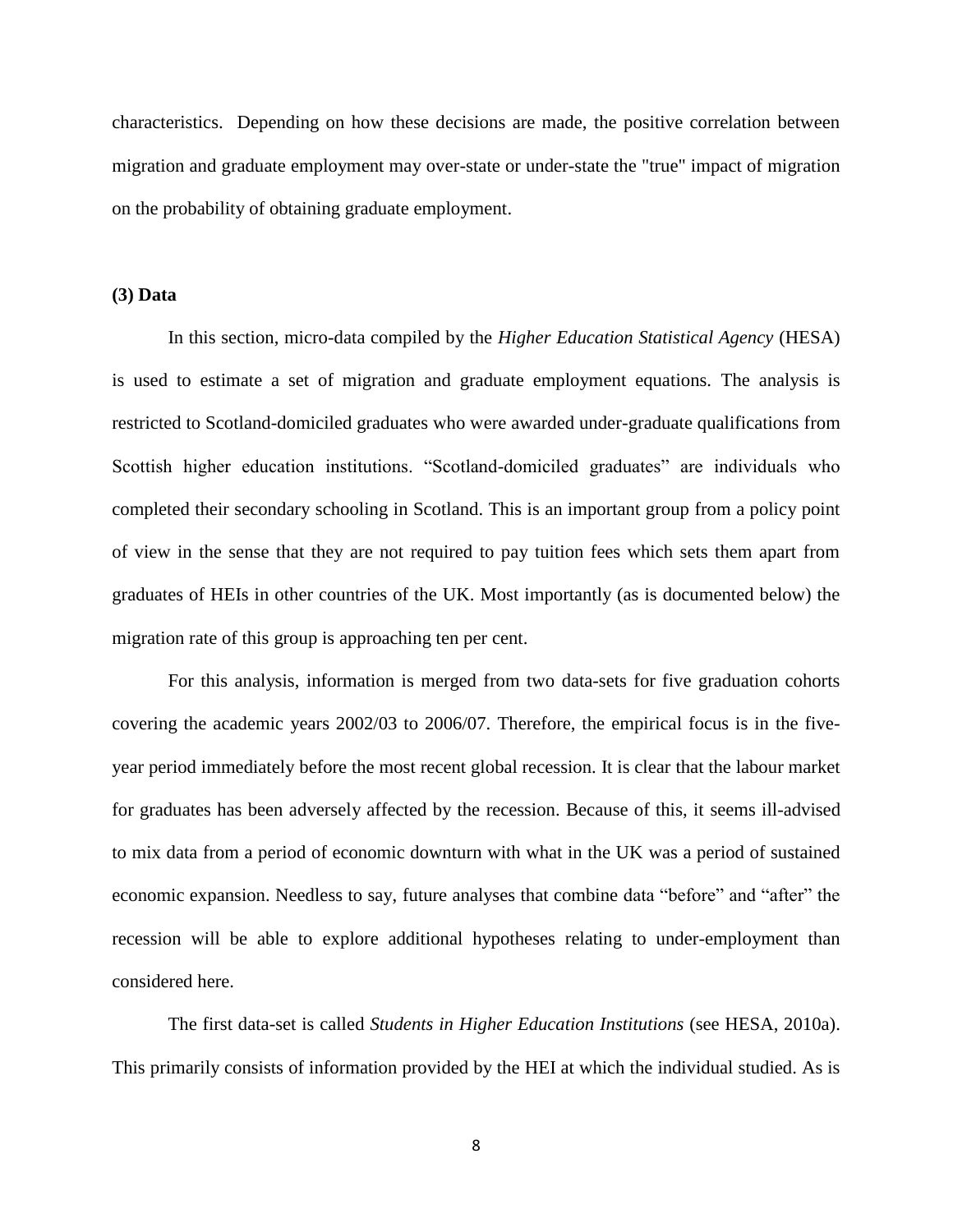characteristics. Depending on how these decisions are made, the positive correlation between migration and graduate employment may over-state or under-state the "true" impact of migration on the probability of obtaining graduate employment.

## (3) Data

In this section, micro-data compiled by the *Higher Education Statistical Agency* (HESA) is used to estimate a set of migration and graduate employment equations. The analysis is restricted to Scotland-domiciled graduates who were awarded under-graduate qualifications from Scottish higher education institutions. "Scotland-domiciled graduates" are individuals who completed their secondary schooling in Scotland. This is an important group from a policy point of view in the sense that they are not required to pay tuition fees which sets them apart from graduates of HEIs in other countries of the UK. Most importantly (as is documented below) the migration rate of this group is approaching ten per cent.

For this analysis, information is merged from two data-sets for five graduation cohorts covering the academic years 2002/03 to 2006/07. Therefore, the empirical focus is in the five-year period immediately before the most recent global recession. It is clear that the labour market for graduates has been adversely affected by the recession. Because of this, it seems ill-advised to mix data from a period of economic downturn with what in the UK was a period of sustained economic expansion. Needless to say, future analyses that combine data "before" and "after" the recession will be able to explore additional hypotheses relating to under-employment than considered here.

The first data-set is called *Students in Higher Education Institutions* (see HESA, 2010a). This primarily consists of information provided by the HEI at which the individual studied. As is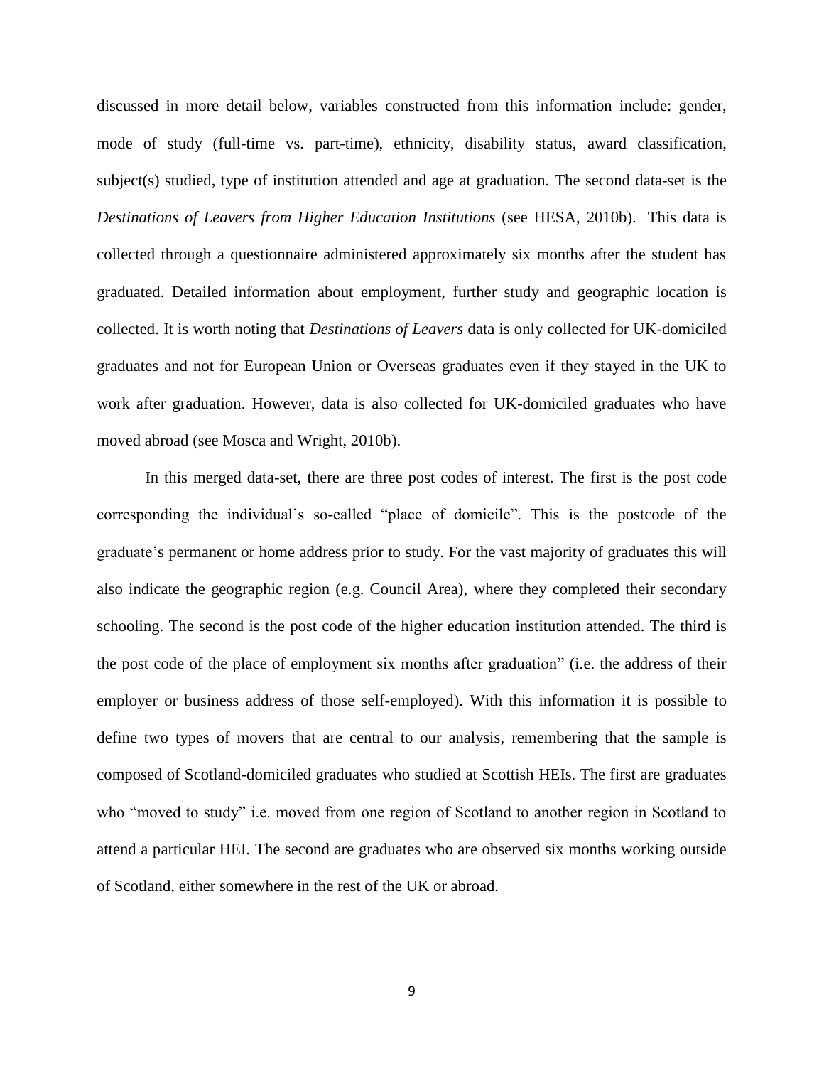discussed in more detail below, variables constructed from this information include: gender, mode of study (full-time vs. part-time), ethnicity, disability status, award classification, subject(s) studied, type of institution attended and age at graduation. The second data-set is the *Destinations of Leavers from Higher Education Institutions* (see HESA, 2010b). This data is collected through a questionnaire administered approximately six months after the student has graduated. Detailed information about employment, further study and geographic location is collected. It is worth noting that *Destinations of Leavers* data is only collected for UK-domiciled graduates and not for European Union or Overseas graduates even if they stayed in the UK to work after graduation. However, data is also collected for UK-domiciled graduates who have moved abroad (see Mosca and Wright, 2010b).

In this merged data-set, there are three post codes of interest. The first is the post code corresponding the individual's so-called "place of domicile". This is the postcode of the graduate's permanent or home address prior to study. For the vast majority of graduates this will also indicate the geographic region (e.g. Council Area), where they completed their secondary schooling. The second is the post code of the higher education institution attended. The third is the post code of the place of employment six months after graduation" (i.e. the address of their employer or business address of those self-employed). With this information it is possible to define two types of movers that are central to our analysis, remembering that the sample is composed of Scotland-domiciled graduates who studied at Scottish HEIs. The first are graduates who "moved to study" i.e. moved from one region of Scotland to another region in Scotland to attend a particular HEI. The second are graduates who are observed six months working outside of Scotland, either somewhere in the rest of the UK or abroad.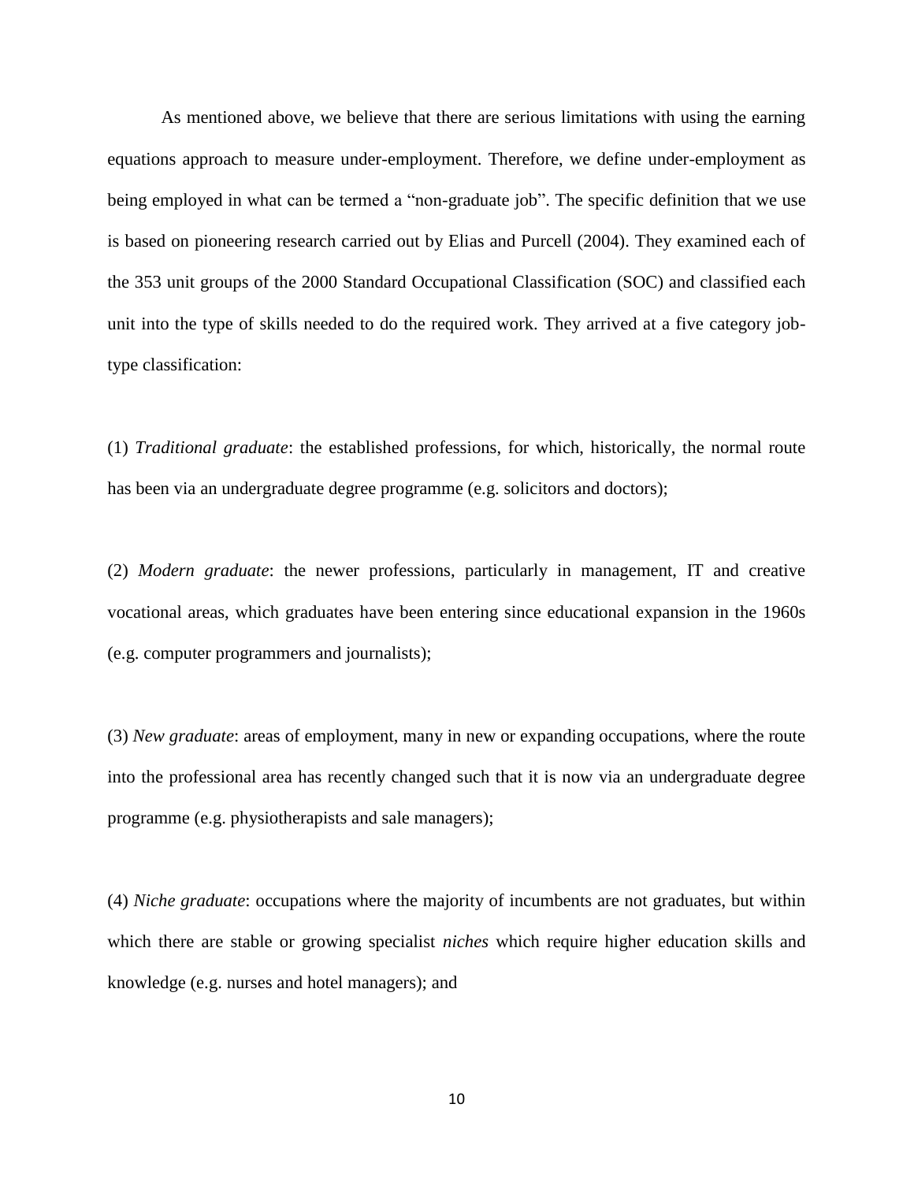As mentioned above, we believe that there are serious limitations with using the earning equations approach to measure under-employment. Therefore, we define under-employment as being employed in what can be termed a "non-graduate job". The specific definition that we use is based on pioneering research carried out by Elias and Purcell (2004). They examined each of the 353 unit groups of the 2000 Standard Occupational Classification (SOC) and classified each unit into the type of skills needed to do the required work. They arrived at a five category job-type classification:

(1) *Traditional graduate*: the established professions, for which, historically, the normal route has been via an undergraduate degree programme (e.g. solicitors and doctors);

(2) *Modern graduate*: the newer professions, particularly in management, IT and creative vocational areas, which graduates have been entering since educational expansion in the 1960s (e.g. computer programmers and journalists);

(3) *New graduate*: areas of employment, many in new or expanding occupations, where the route into the professional area has recently changed such that it is now via an undergraduate degree programme (e.g. physiotherapists and sale managers);

(4) *Niche graduate*: occupations where the majority of incumbents are not graduates, but within which there are stable or growing specialist *niches* which require higher education skills and knowledge (e.g. nurses and hotel managers); and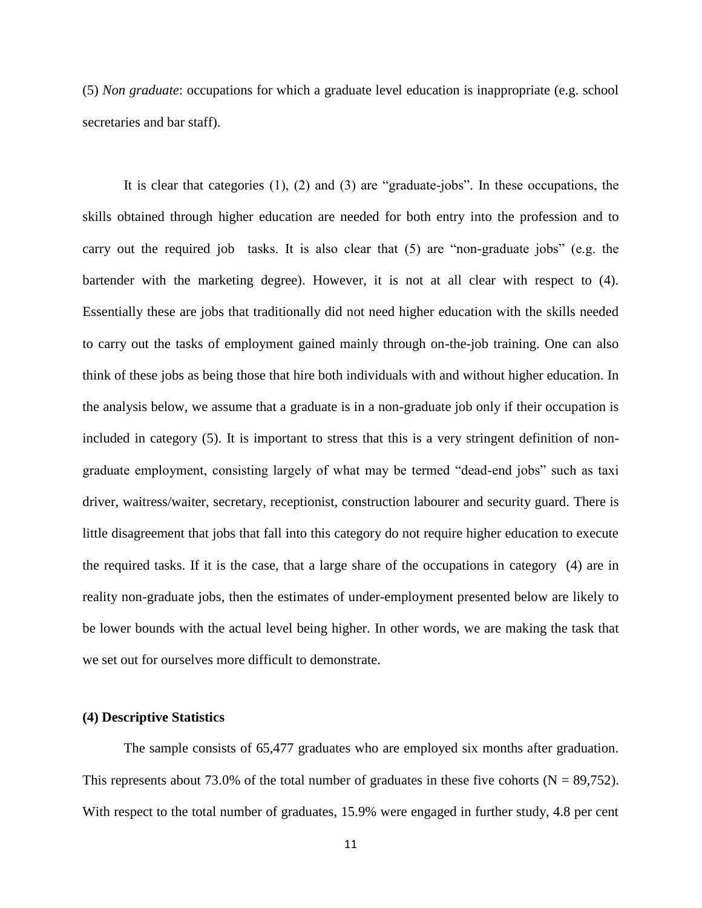(5) *Non graduate*: occupations for which a graduate level education is inappropriate (e.g. school secretaries and bar staff).

It is clear that categories (1), (2) and (3) are "graduate-jobs". In these occupations, the skills obtained through higher education are needed for both entry into the profession and to carry out the required job tasks. It is also clear that (5) are "non-graduate jobs" (e.g. the bartender with the marketing degree). However, it is not at all clear with respect to (4). Essentially these are jobs that traditionally did not need higher education with the skills needed to carry out the tasks of employment gained mainly through on-the-job training. One can also think of these jobs as being those that hire both individuals with and without higher education. In the analysis below, we assume that a graduate is in a non-graduate job only if their occupation is included in category (5). It is important to stress that this is a very stringent definition of non-graduate employment, consisting largely of what may be termed "dead-end jobs" such as taxi driver, waitress/waiter, secretary, receptionist, construction labourer and security guard. There is little disagreement that jobs that fall into this category do not require higher education to execute the required tasks. If it is the case, that a large share of the occupations in category (4) are in reality non-graduate jobs, then the estimates of under-employment presented below are likely to be lower bounds with the actual level being higher. In other words, we are making the task that we set out for ourselves more difficult to demonstrate.

**(4) Descriptive Statistics**

The sample consists of 65,477 graduates who are employed six months after graduation. This represents about 73.0% of the total number of graduates in these five cohorts (N = 89,752). With respect to the total number of graduates, 15.9% were engaged in further study, 4.8 per cent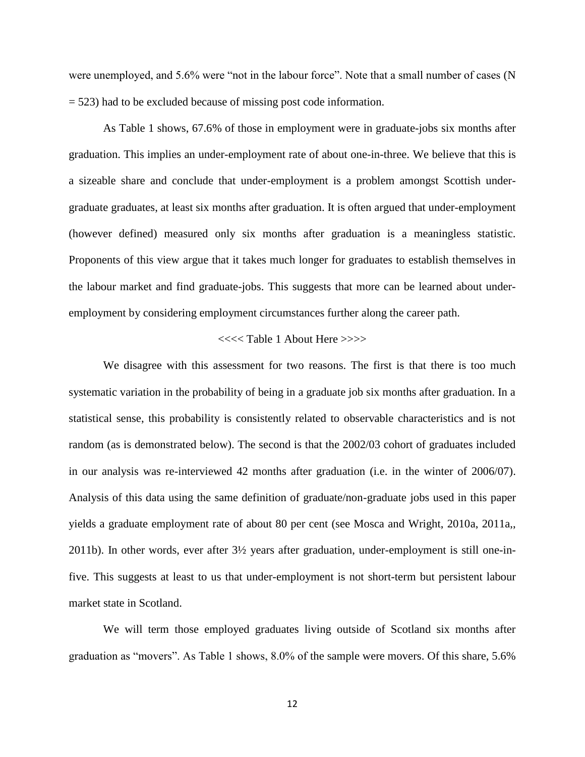were unemployed, and 5.6% were "not in the labour force". Note that a small number of cases (N = 523) had to be excluded because of missing post code information.

As Table 1 shows, 67.6% of those in employment were in graduate-jobs six months after graduation. This implies an under-employment rate of about one-in-three. We believe that this is a sizeable share and conclude that under-employment is a problem amongst Scottish under-graduate graduates, at least six months after graduation. It is often argued that under-employment (however defined) measured only six months after graduation is a meaningless statistic. Proponents of this view argue that it takes much longer for graduates to establish themselves in the labour market and find graduate-jobs. This suggests that more can be learned about under-employment by considering employment circumstances further along the career path.

<<<< Table 1 About Here >>>>

We disagree with this assessment for two reasons. The first is that there is too much systematic variation in the probability of being in a graduate job six months after graduation. In a statistical sense, this probability is consistently related to observable characteristics and is not random (as is demonstrated below). The second is that the 2002/03 cohort of graduates included in our analysis was re-interviewed 42 months after graduation (i.e. in the winter of 2006/07). Analysis of this data using the same definition of graduate/non-graduate jobs used in this paper yields a graduate employment rate of about 80 per cent (see Mosca and Wright, 2010a, 2011a,, 2011b). In other words, ever after 3½ years after graduation, under-employment is still one-in-five. This suggests at least to us that under-employment is not short-term but persistent labour market state in Scotland.

We will term those employed graduates living outside of Scotland six months after graduation as "movers". As Table 1 shows, 8.0% of the sample were movers. Of this share, 5.6%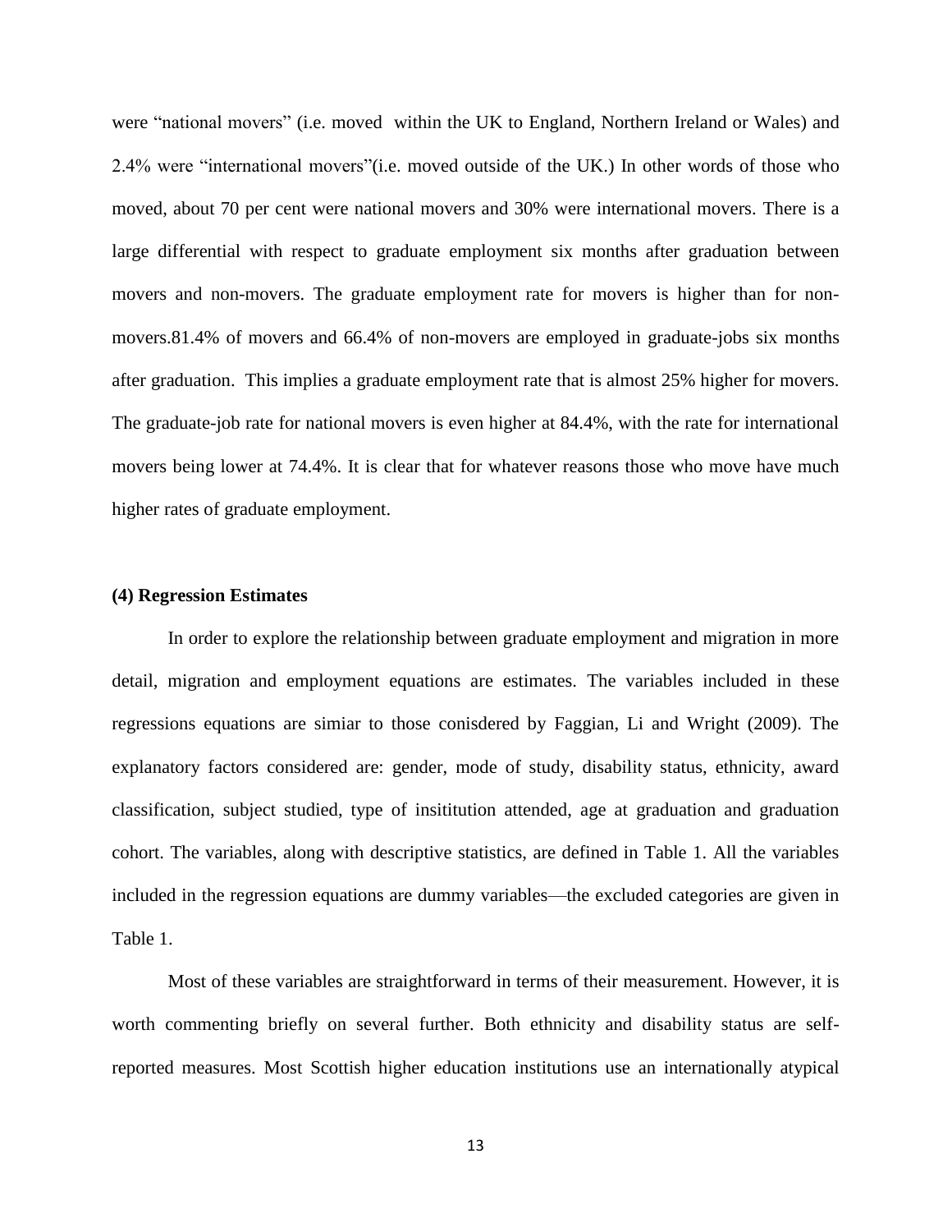were "national movers" (i.e. moved within the UK to England, Northern Ireland or Wales) and 2.4% were "international movers"(i.e. moved outside of the UK.) In other words of those who moved, about 70 per cent were national movers and 30% were international movers. There is a large differential with respect to graduate employment six months after graduation between movers and non-movers. The graduate employment rate for movers is higher than for non-movers.81.4% of movers and 66.4% of non-movers are employed in graduate-jobs six months after graduation. This implies a graduate employment rate that is almost 25% higher for movers. The graduate-job rate for national movers is even higher at 84.4%, with the rate for international movers being lower at 74.4%. It is clear that for whatever reasons those who move have much higher rates of graduate employment.

**(4) Regression Estimates**

In order to explore the relationship between graduate employment and migration in more detail, migration and employment equations are estimates. The variables included in these regressions equations are simiar to those conisdered by Faggian, Li and Wright (2009). The explanatory factors considered are: gender, mode of study, disability status, ethnicity, award classification, subject studied, type of insititution attended, age at graduation and graduation cohort. The variables, along with descriptive statistics, are defined in Table 1. All the variables included in the regression equations are dummy variables—the excluded categories are given in Table 1.

Most of these variables are straightforward in terms of their measurement. However, it is worth commenting briefly on several further. Both ethnicity and disability status are self-reported measures. Most Scottish higher education institutions use an internationally atypical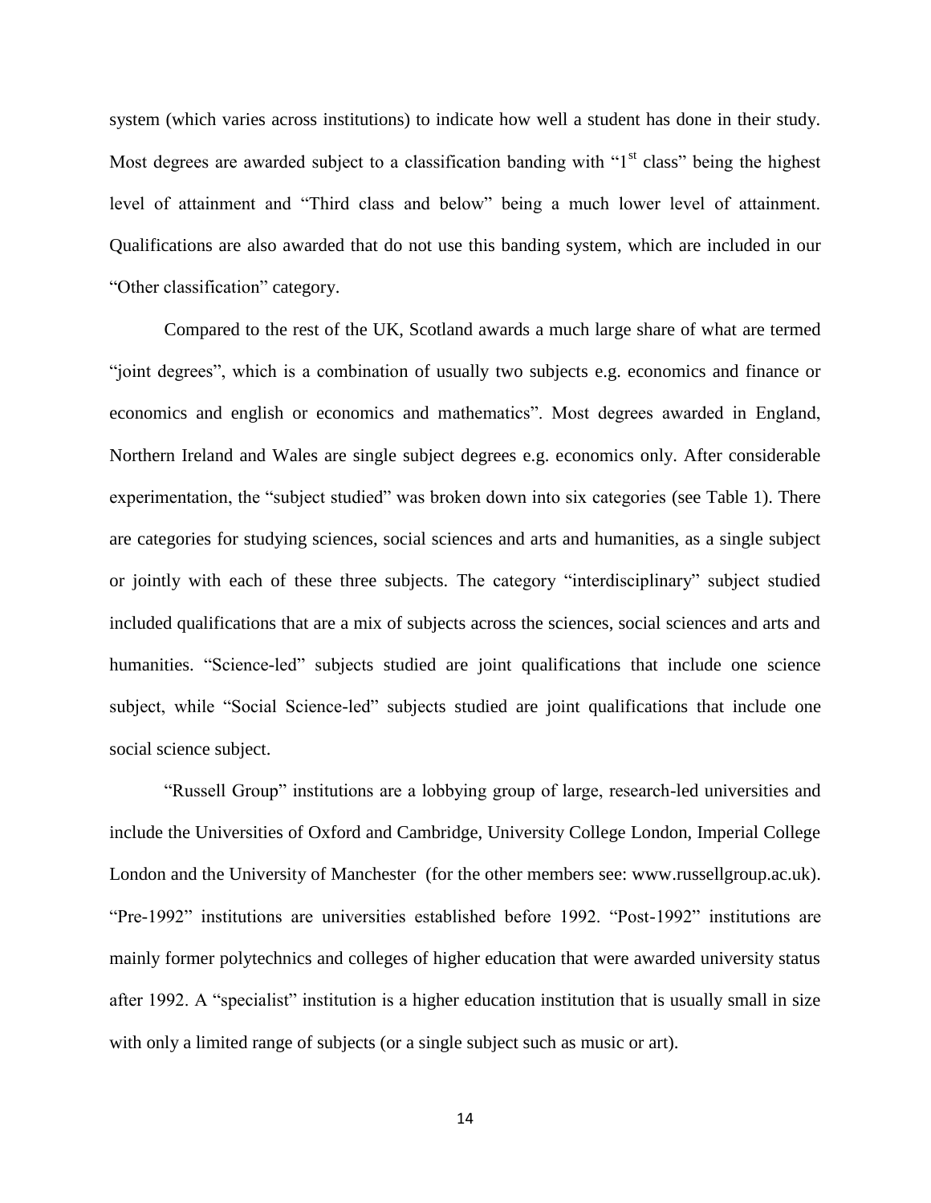system (which varies across institutions) to indicate how well a student has done in their study. Most degrees are awarded subject to a classification banding with "1st class" being the highest level of attainment and "Third class and below" being a much lower level of attainment. Qualifications are also awarded that do not use this banding system, which are included in our "Other classification" category.

Compared to the rest of the UK, Scotland awards a much large share of what are termed "joint degrees", which is a combination of usually two subjects e.g. economics and finance or economics and english or economics and mathematics". Most degrees awarded in England, Northern Ireland and Wales are single subject degrees e.g. economics only. After considerable experimentation, the "subject studied" was broken down into six categories (see Table 1). There are categories for studying sciences, social sciences and arts and humanities, as a single subject or jointly with each of these three subjects. The category "interdisciplinary" subject studied included qualifications that are a mix of subjects across the sciences, social sciences and arts and humanities. "Science-led" subjects studied are joint qualifications that include one science subject, while "Social Science-led" subjects studied are joint qualifications that include one social science subject.

"Russell Group" institutions are a lobbying group of large, research-led universities and include the Universities of Oxford and Cambridge, University College London, Imperial College London and the University of Manchester (for the other members see: www.russellgroup.ac.uk). "Pre-1992" institutions are universities established before 1992. "Post-1992" institutions are mainly former polytechnics and colleges of higher education that were awarded university status after 1992. A "specialist" institution is a higher education institution that is usually small in size with only a limited range of subjects (or a single subject such as music or art).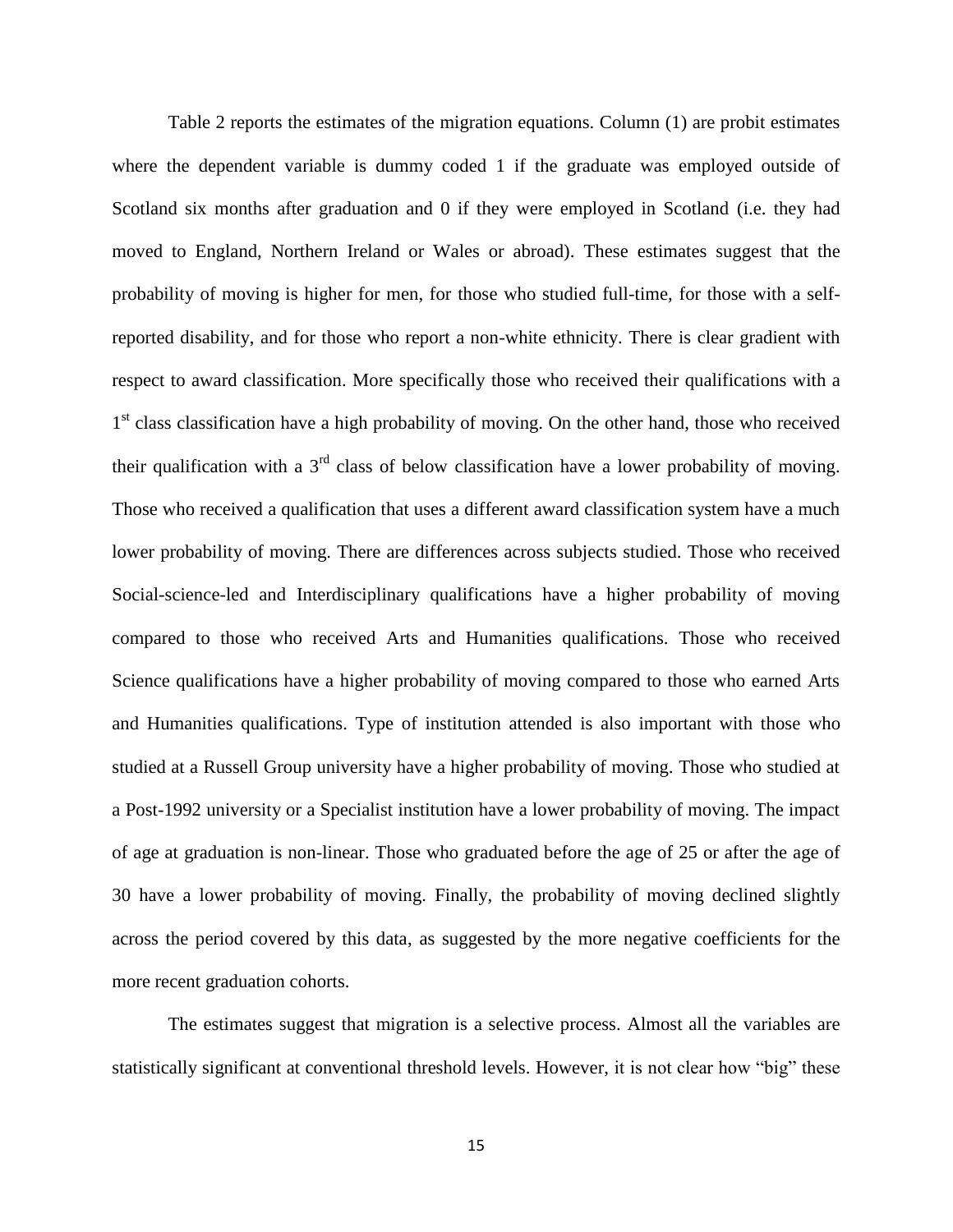Table 2 reports the estimates of the migration equations. Column (1) are probit estimates where the dependent variable is dummy coded 1 if the graduate was employed outside of Scotland six months after graduation and 0 if they were employed in Scotland (i.e. they had moved to England, Northern Ireland or Wales or abroad). These estimates suggest that the probability of moving is higher for men, for those who studied full-time, for those with a self-reported disability, and for those who report a non-white ethnicity. There is clear gradient with respect to award classification. More specifically those who received their qualifications with a 1st class classification have a high probability of moving. On the other hand, those who received their qualification with a 3rd class of below classification have a lower probability of moving. Those who received a qualification that uses a different award classification system have a much lower probability of moving. There are differences across subjects studied. Those who received Social-science-led and Interdisciplinary qualifications have a higher probability of moving compared to those who received Arts and Humanities qualifications. Those who received Science qualifications have a higher probability of moving compared to those who earned Arts and Humanities qualifications. Type of institution attended is also important with those who studied at a Russell Group university have a higher probability of moving. Those who studied at a Post-1992 university or a Specialist institution have a lower probability of moving. The impact of age at graduation is non-linear. Those who graduated before the age of 25 or after the age of 30 have a lower probability of moving. Finally, the probability of moving declined slightly across the period covered by this data, as suggested by the more negative coefficients for the more recent graduation cohorts.

The estimates suggest that migration is a selective process. Almost all the variables are statistically significant at conventional threshold levels. However, it is not clear how "big" these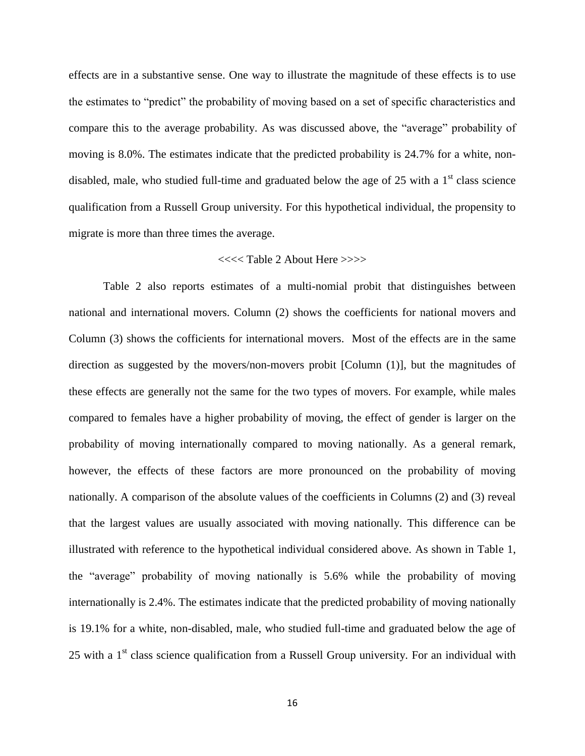effects are in a substantive sense. One way to illustrate the magnitude of these effects is to use the estimates to "predict" the probability of moving based on a set of specific characteristics and compare this to the average probability. As was discussed above, the "average" probability of moving is 8.0%. The estimates indicate that the predicted probability is 24.7% for a white, non-disabled, male, who studied full-time and graduated below the age of 25 with a 1st class science qualification from a Russell Group university. For this hypothetical individual, the propensity to migrate is more than three times the average.

<<<< Table 2 About Here >>>>

Table 2 also reports estimates of a multi-nomial probit that distinguishes between national and international movers. Column (2) shows the coefficients for national movers and Column (3) shows the cofficients for international movers. Most of the effects are in the same direction as suggested by the movers/non-movers probit [Column (1)], but the magnitudes of these effects are generally not the same for the two types of movers. For example, while males compared to females have a higher probability of moving, the effect of gender is larger on the probability of moving internationally compared to moving nationally. As a general remark, however, the effects of these factors are more pronounced on the probability of moving nationally. A comparison of the absolute values of the coefficients in Columns (2) and (3) reveal that the largest values are usually associated with moving nationally. This difference can be illustrated with reference to the hypothetical individual considered above. As shown in Table 1, the "average" probability of moving nationally is 5.6% while the probability of moving internationally is 2.4%. The estimates indicate that the predicted probability of moving nationally is 19.1% for a white, non-disabled, male, who studied full-time and graduated below the age of 25 with a 1st class science qualification from a Russell Group university. For an individual with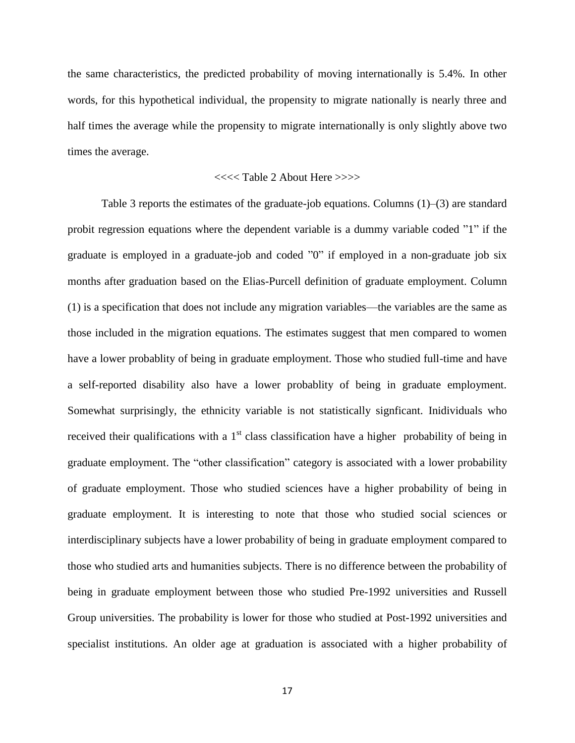the same characteristics, the predicted probability of moving internationally is 5.4%. In other words, for this hypothetical individual, the propensity to migrate nationally is nearly three and half times the average while the propensity to migrate internationally is only slightly above two times the average.

<<<< Table 2 About Here >>>>

Table 3 reports the estimates of the graduate-job equations. Columns (1)–(3) are standard probit regression equations where the dependent variable is a dummy variable coded "1" if the graduate is employed in a graduate-job and coded "0" if employed in a non-graduate job six months after graduation based on the Elias-Purcell definition of graduate employment. Column (1) is a specification that does not include any migration variables—the variables are the same as those included in the migration equations. The estimates suggest that men compared to women have a lower probablity of being in graduate employment. Those who studied full-time and have a self-reported disability also have a lower probablity of being in graduate employment. Somewhat surprisingly, the ethnicity variable is not statistically signficant. Inidividuals who received their qualifications with a 1st class classification have a higher probability of being in graduate employment. The "other classification" category is associated with a lower probability of graduate employment. Those who studied sciences have a higher probability of being in graduate employment. It is interesting to note that those who studied social sciences or interdisciplinary subjects have a lower probability of being in graduate employment compared to those who studied arts and humanities subjects. There is no difference between the probability of being in graduate employment between those who studied Pre-1992 universities and Russell Group universities. The probability is lower for those who studied at Post-1992 universities and specialist institutions. An older age at graduation is associated with a higher probability of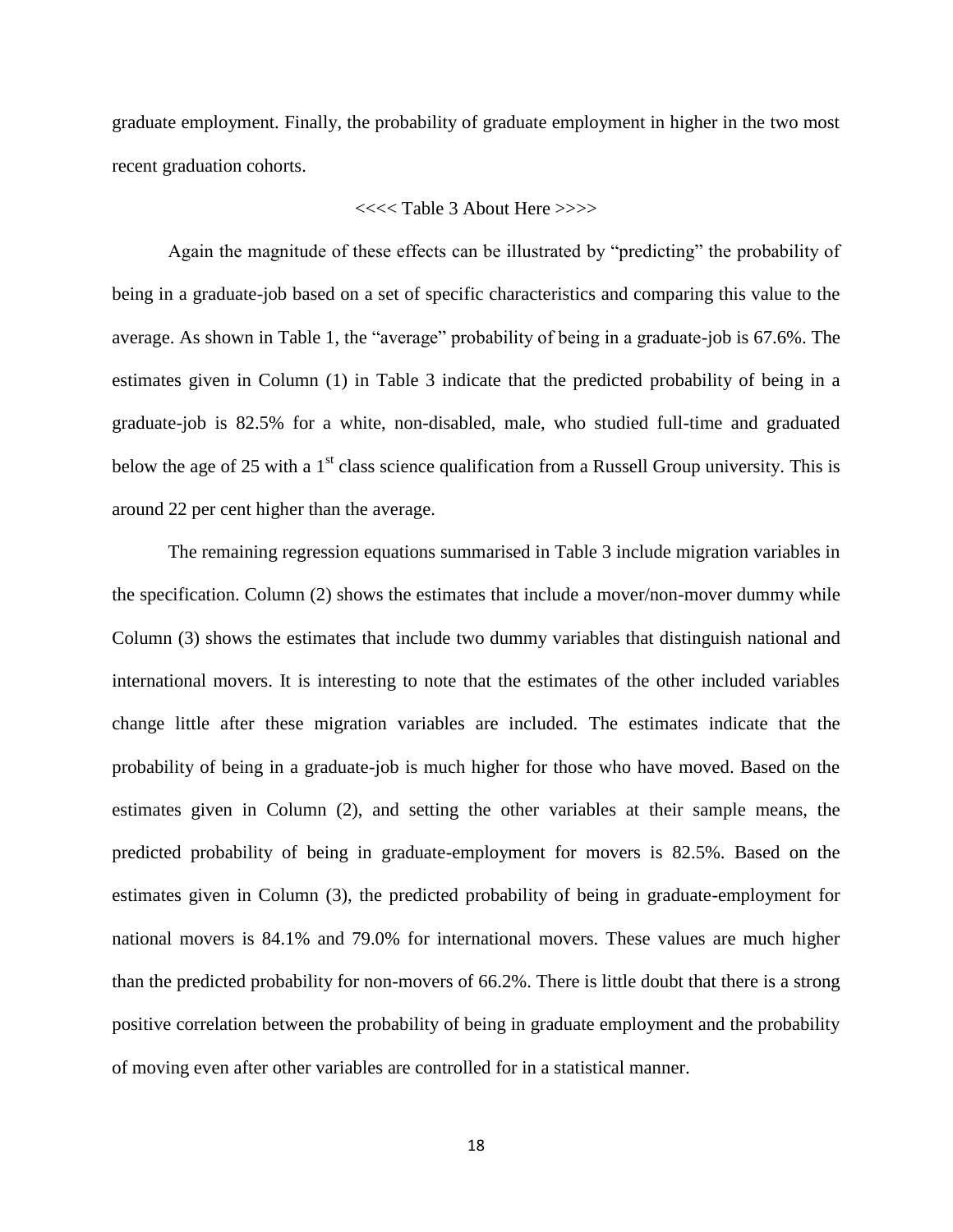graduate employment. Finally, the probability of graduate employment in higher in the two most recent graduation cohorts.

<<<< Table 3 About Here >>>>

Again the magnitude of these effects can be illustrated by "predicting" the probability of being in a graduate-job based on a set of specific characteristics and comparing this value to the average. As shown in Table 1, the "average" probability of being in a graduate-job is 67.6%. The estimates given in Column (1) in Table 3 indicate that the predicted probability of being in a graduate-job is 82.5% for a white, non-disabled, male, who studied full-time and graduated below the age of 25 with a 1st class science qualification from a Russell Group university. This is around 22 per cent higher than the average.

The remaining regression equations summarised in Table 3 include migration variables in the specification. Column (2) shows the estimates that include a mover/non-mover dummy while Column (3) shows the estimates that include two dummy variables that distinguish national and international movers. It is interesting to note that the estimates of the other included variables change little after these migration variables are included. The estimates indicate that the probability of being in a graduate-job is much higher for those who have moved. Based on the estimates given in Column (2), and setting the other variables at their sample means, the predicted probability of being in graduate-employment for movers is 82.5%. Based on the estimates given in Column (3), the predicted probability of being in graduate-employment for national movers is 84.1% and 79.0% for international movers. These values are much higher than the predicted probability for non-movers of 66.2%. There is little doubt that there is a strong positive correlation between the probability of being in graduate employment and the probability of moving even after other variables are controlled for in a statistical manner.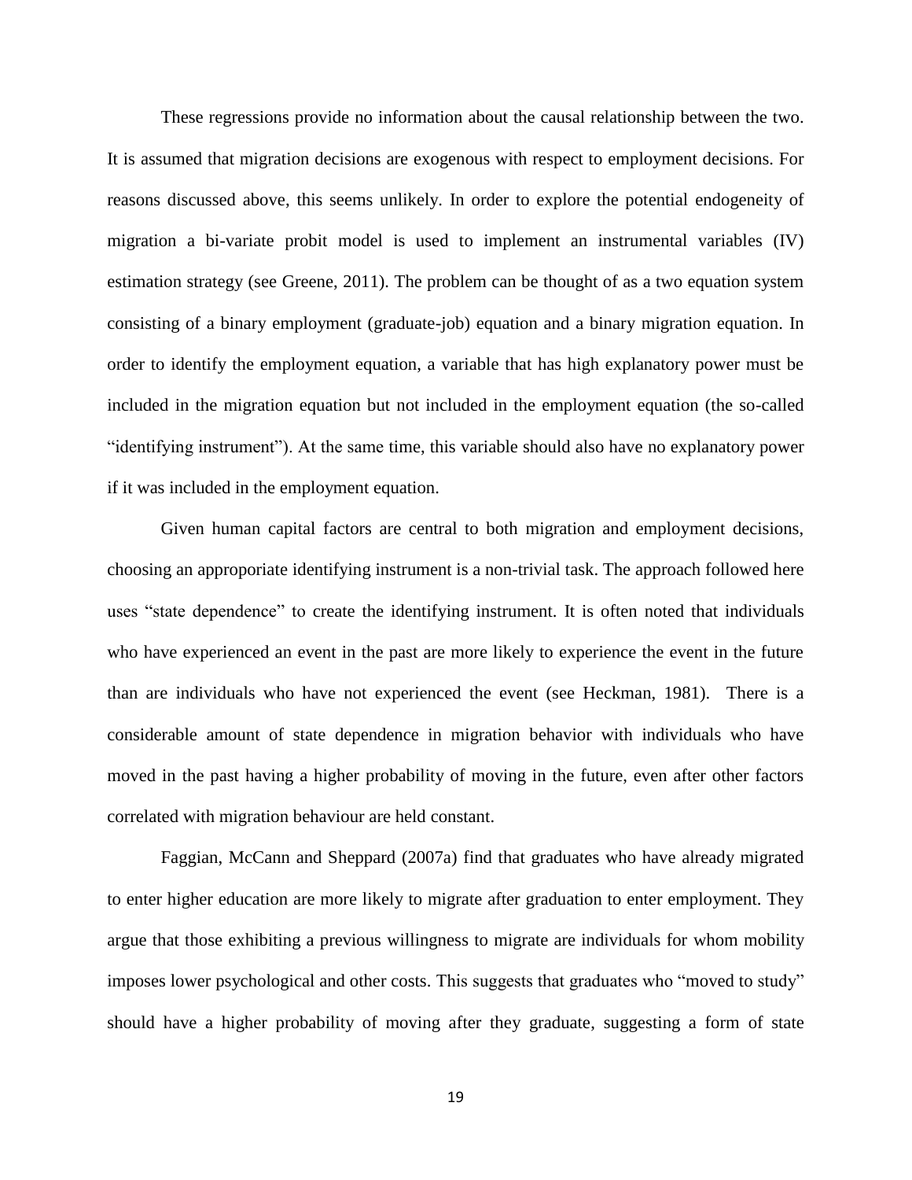These regressions provide no information about the causal relationship between the two. It is assumed that migration decisions are exogenous with respect to employment decisions. For reasons discussed above, this seems unlikely. In order to explore the potential endogeneity of migration a bi-variate probit model is used to implement an instrumental variables (IV) estimation strategy (see Greene, 2011). The problem can be thought of as a two equation system consisting of a binary employment (graduate-job) equation and a binary migration equation. In order to identify the employment equation, a variable that has high explanatory power must be included in the migration equation but not included in the employment equation (the so-called "identifying instrument"). At the same time, this variable should also have no explanatory power if it was included in the employment equation.

Given human capital factors are central to both migration and employment decisions, choosing an approporiate identifying instrument is a non-trivial task. The approach followed here uses "state dependence" to create the identifying instrument. It is often noted that individuals who have experienced an event in the past are more likely to experience the event in the future than are individuals who have not experienced the event (see Heckman, 1981). There is a considerable amount of state dependence in migration behavior with individuals who have moved in the past having a higher probability of moving in the future, even after other factors correlated with migration behaviour are held constant.

Faggian, McCann and Sheppard (2007a) find that graduates who have already migrated to enter higher education are more likely to migrate after graduation to enter employment. They argue that those exhibiting a previous willingness to migrate are individuals for whom mobility imposes lower psychological and other costs. This suggests that graduates who "moved to study" should have a higher probability of moving after they graduate, suggesting a form of state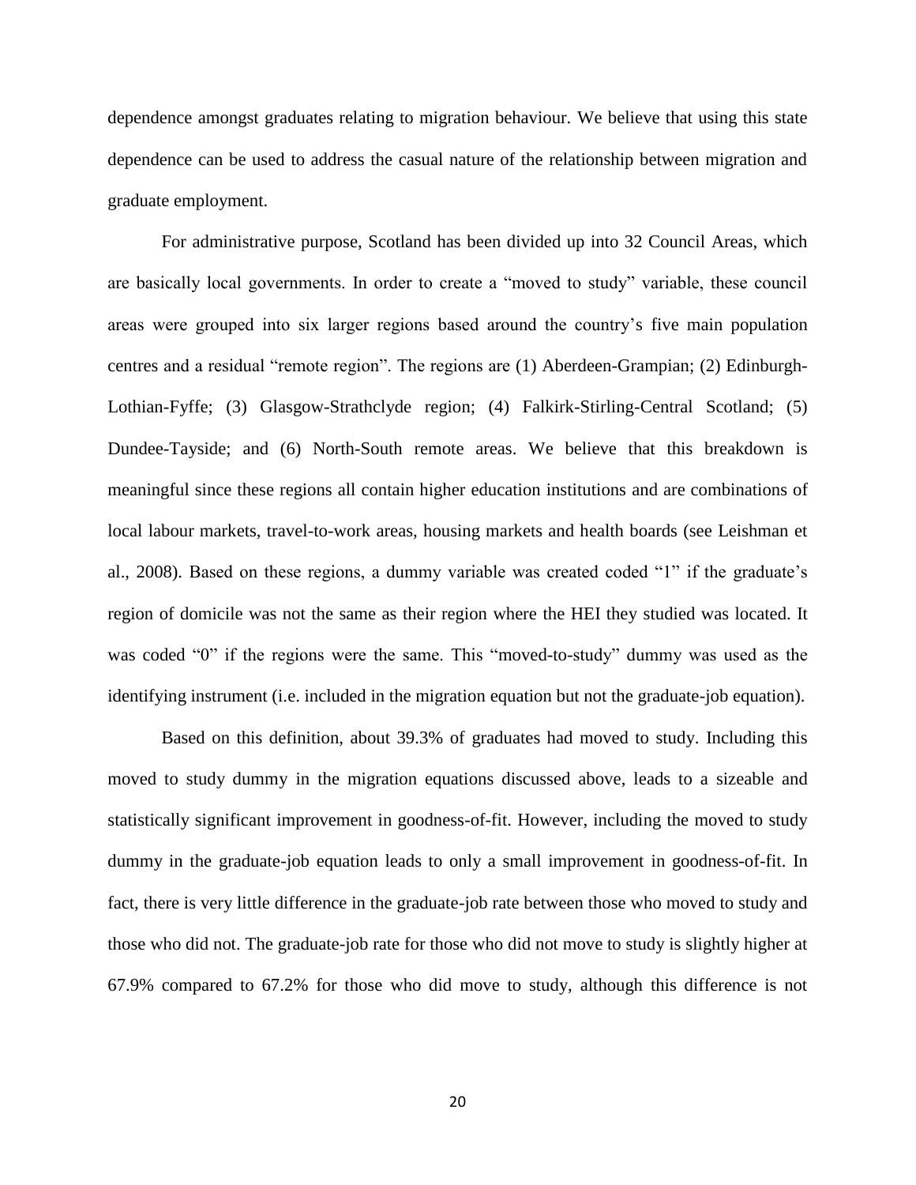dependence amongst graduates relating to migration behaviour. We believe that using this state dependence can be used to address the casual nature of the relationship between migration and graduate employment.

For administrative purpose, Scotland has been divided up into 32 Council Areas, which are basically local governments. In order to create a "moved to study" variable, these council areas were grouped into six larger regions based around the country's five main population centres and a residual "remote region". The regions are (1) Aberdeen-Grampian; (2) Edinburgh-Lothian-Fyffe; (3) Glasgow-Strathclyde region; (4) Falkirk-Stirling-Central Scotland; (5) Dundee-Tayside; and (6) North-South remote areas. We believe that this breakdown is meaningful since these regions all contain higher education institutions and are combinations of local labour markets, travel-to-work areas, housing markets and health boards (see Leishman et al., 2008). Based on these regions, a dummy variable was created coded "1" if the graduate's region of domicile was not the same as their region where the HEI they studied was located. It was coded "0" if the regions were the same. This "moved-to-study" dummy was used as the identifying instrument (i.e. included in the migration equation but not the graduate-job equation).

Based on this definition, about 39.3% of graduates had moved to study. Including this moved to study dummy in the migration equations discussed above, leads to a sizeable and statistically significant improvement in goodness-of-fit. However, including the moved to study dummy in the graduate-job equation leads to only a small improvement in goodness-of-fit. In fact, there is very little difference in the graduate-job rate between those who moved to study and those who did not. The graduate-job rate for those who did not move to study is slightly higher at 67.9% compared to 67.2% for those who did move to study, although this difference is not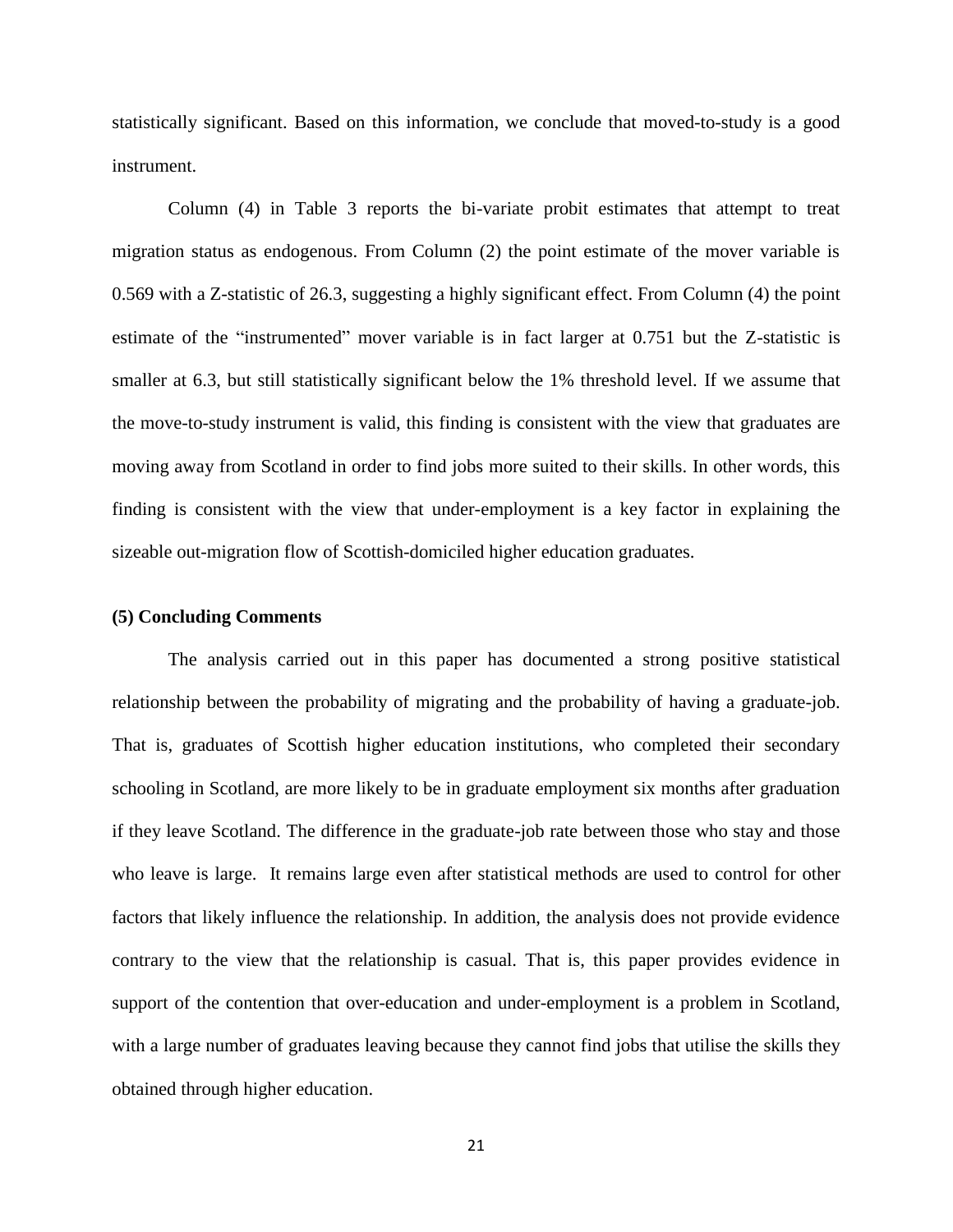statistically significant. Based on this information, we conclude that moved-to-study is a good instrument.

Column (4) in Table 3 reports the bi-variate probit estimates that attempt to treat migration status as endogenous. From Column (2) the point estimate of the mover variable is 0.569 with a Z-statistic of 26.3, suggesting a highly significant effect. From Column (4) the point estimate of the "instrumented" mover variable is in fact larger at 0.751 but the Z-statistic is smaller at 6.3, but still statistically significant below the 1% threshold level. If we assume that the move-to-study instrument is valid, this finding is consistent with the view that graduates are moving away from Scotland in order to find jobs more suited to their skills. In other words, this finding is consistent with the view that under-employment is a key factor in explaining the sizeable out-migration flow of Scottish-domiciled higher education graduates.

**(5) Concluding Comments**

The analysis carried out in this paper has documented a strong positive statistical relationship between the probability of migrating and the probability of having a graduate-job. That is, graduates of Scottish higher education institutions, who completed their secondary schooling in Scotland, are more likely to be in graduate employment six months after graduation if they leave Scotland. The difference in the graduate-job rate between those who stay and those who leave is large. It remains large even after statistical methods are used to control for other factors that likely influence the relationship. In addition, the analysis does not provide evidence contrary to the view that the relationship is casual. That is, this paper provides evidence in support of the contention that over-education and under-employment is a problem in Scotland, with a large number of graduates leaving because they cannot find jobs that utilise the skills they obtained through higher education.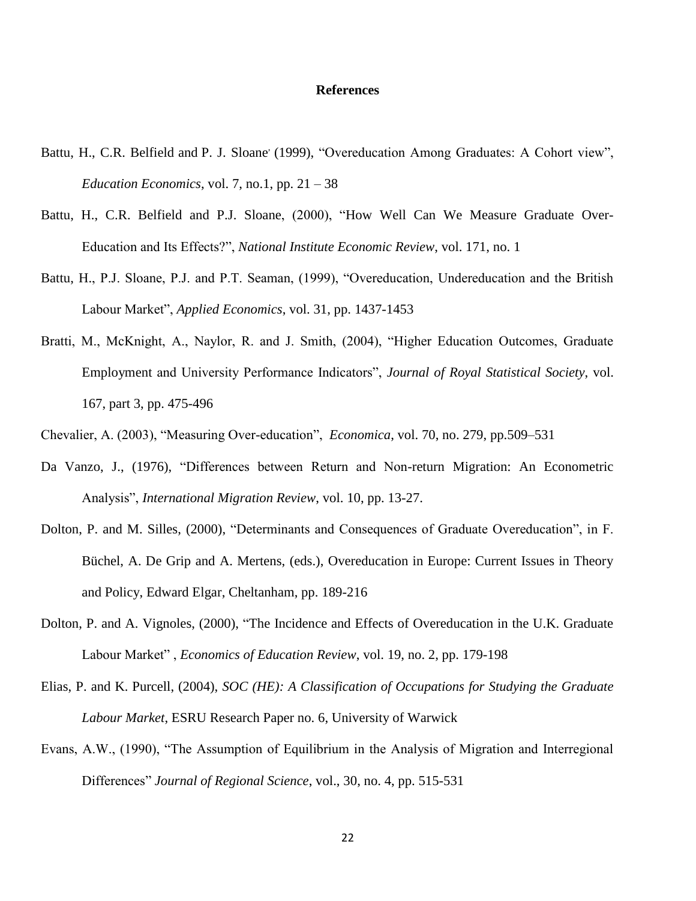## References

Battu, H., C.R. Belfield and P. J. Sloane' (1999), "Overeducation Among Graduates: A Cohort view", *Education Economics*, vol. 7, no.1, pp. 21 – 38

Battu, H., C.R. Belfield and P.J. Sloane, (2000), "How Well Can We Measure Graduate Over-Education and Its Effects?", *National Institute Economic Review*, vol. 171, no. 1

Battu, H., P.J. Sloane, P.J. and P.T. Seaman, (1999), "Overeducation, Undereducation and the British Labour Market", *Applied Economics*, vol. 31, pp. 1437-1453

Bratti, M., McKnight, A., Naylor, R. and J. Smith, (2004), "Higher Education Outcomes, Graduate Employment and University Performance Indicators", *Journal of Royal Statistical Society*, vol. 167, part 3, pp. 475-496

Chevalier, A. (2003), "Measuring Over-education", *Economica*, vol. 70, no. 279, pp.509–531

Da Vanzo, J., (1976), "Differences between Return and Non-return Migration: An Econometric Analysis", *International Migration Review*, vol. 10, pp. 13-27.

Dolton, P. and M. Silles, (2000), "Determinants and Consequences of Graduate Overeducation", in F. Büchel, A. De Grip and A. Mertens, (eds.), Overeducation in Europe: Current Issues in Theory and Policy, Edward Elgar, Cheltanham, pp. 189-216

Dolton, P. and A. Vignoles, (2000), "The Incidence and Effects of Overeducation in the U.K. Graduate Labour Market" , *Economics of Education Review*, vol. 19, no. 2, pp. 179-198

Elias, P. and K. Purcell, (2004), *SOC (HE): A Classification of Occupations for Studying the Graduate Labour Market*, ESRU Research Paper no. 6, University of Warwick

Evans, A.W., (1990), "The Assumption of Equilibrium in the Analysis of Migration and Interregional Differences" *Journal of Regional Science*, vol., 30, no. 4, pp. 515-531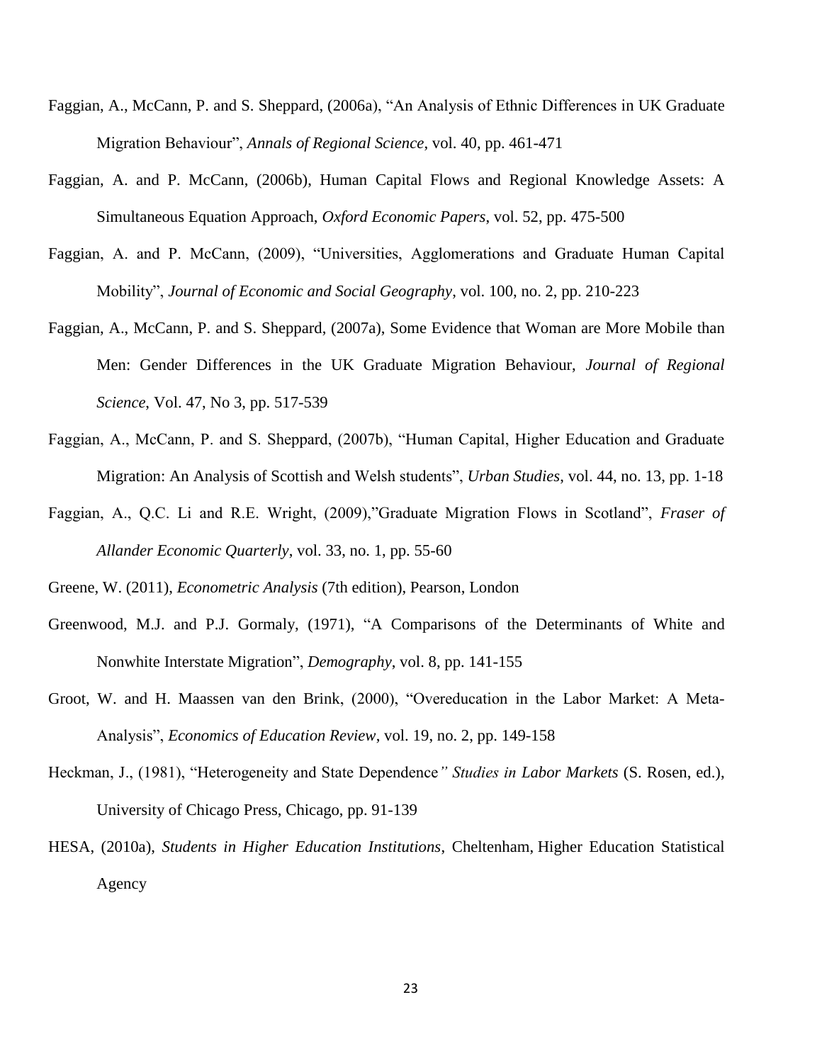Faggian, A., McCann, P. and S. Sheppard, (2006a), "An Analysis of Ethnic Differences in UK Graduate Migration Behaviour", *Annals of Regional Science*, vol. 40, pp. 461-471

Faggian, A. and P. McCann, (2006b), Human Capital Flows and Regional Knowledge Assets: A Simultaneous Equation Approach, *Oxford Economic Papers*, vol. 52, pp. 475-500

Faggian, A. and P. McCann, (2009), "Universities, Agglomerations and Graduate Human Capital Mobility", *Journal of Economic and Social Geography*, vol. 100, no. 2, pp. 210-223

Faggian, A., McCann, P. and S. Sheppard, (2007a), Some Evidence that Woman are More Mobile than Men: Gender Differences in the UK Graduate Migration Behaviour, *Journal of Regional Science*, Vol. 47, No 3, pp. 517-539

Faggian, A., McCann, P. and S. Sheppard, (2007b), "Human Capital, Higher Education and Graduate Migration: An Analysis of Scottish and Welsh students", *Urban Studies*, vol. 44, no. 13, pp. 1-18

Faggian, A., Q.C. Li and R.E. Wright, (2009),"Graduate Migration Flows in Scotland", *Fraser of Allander Economic Quarterly*, vol. 33, no. 1, pp. 55-60

Greene, W. (2011), *Econometric Analysis* (7th edition), Pearson, London

Greenwood, M.J. and P.J. Gormaly, (1971), "A Comparisons of the Determinants of White and Nonwhite Interstate Migration", *Demography*, vol. 8, pp. 141-155

Groot, W. and H. Maassen van den Brink, (2000), "Overeducation in the Labor Market: A Meta-Analysis", *Economics of Education Review*, vol. 19, no. 2, pp. 149-158

Heckman, J., (1981), "Heterogeneity and State Dependence" *Studies in Labor Markets* (S. Rosen, ed.), University of Chicago Press, Chicago, pp. 91-139

HESA, (2010a), *Students in Higher Education Institutions*, Cheltenham, Higher Education Statistical Agency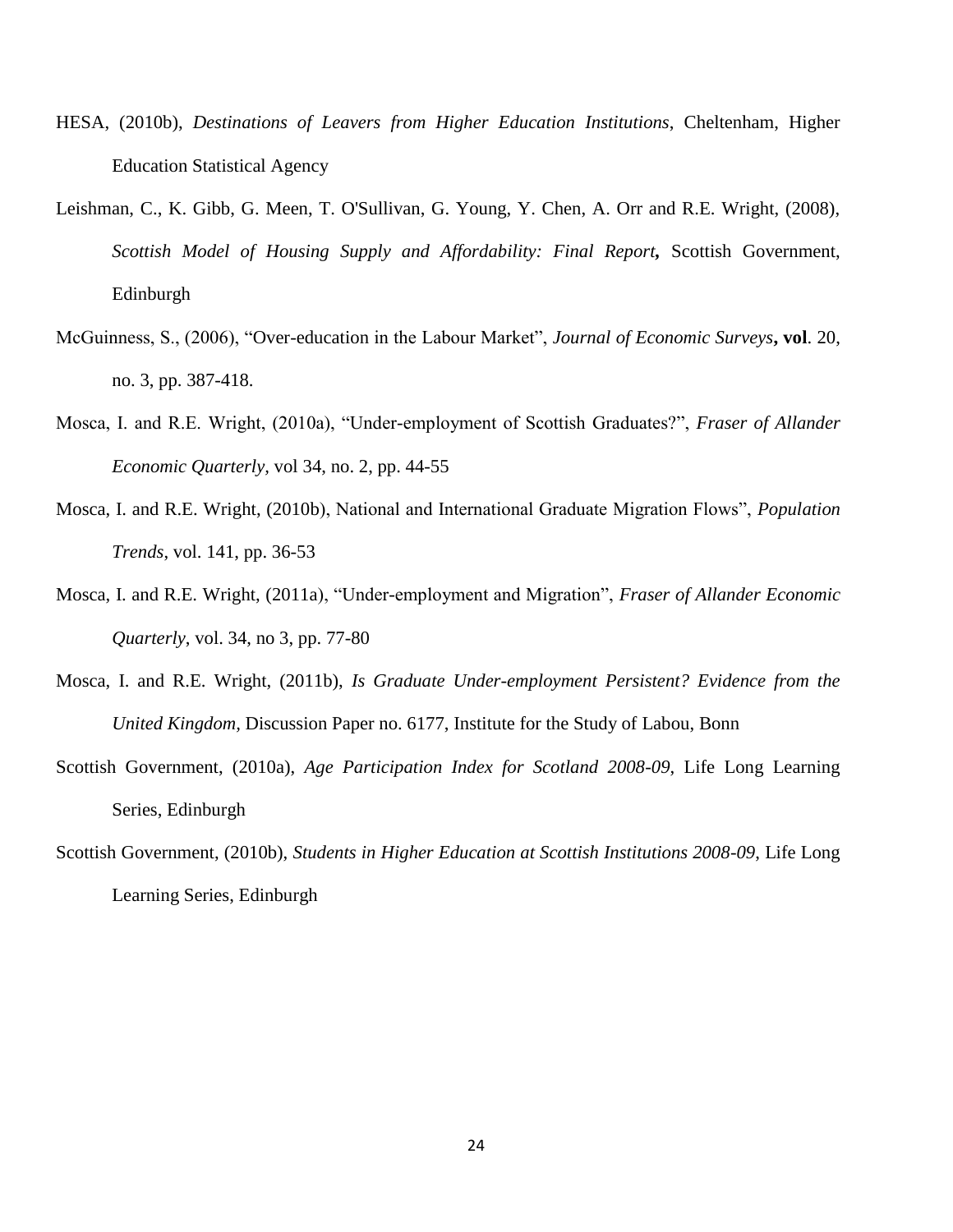HESA, (2010b), *Destinations of Leavers from Higher Education Institutions*, Cheltenham, Higher Education Statistical Agency

Leishman, C., K. Gibb, G. Meen, T. O'Sullivan, G. Young, Y. Chen, A. Orr and R.E. Wright, (2008), *Scottish Model of Housing Supply and Affordability: Final Report*, Scottish Government, Edinburgh

McGuinness, S., (2006), "Over-education in the Labour Market", *Journal of Economic Surveys*, **vol**. 20, no. 3, pp. 387-418.

Mosca, I. and R.E. Wright, (2010a), "Under-employment of Scottish Graduates?", *Fraser of Allander Economic Quarterly*, vol 34, no. 2, pp. 44-55

Mosca, I. and R.E. Wright, (2010b), National and International Graduate Migration Flows", *Population Trends*, vol. 141, pp. 36-53

Mosca, I. and R.E. Wright, (2011a), "Under-employment and Migration", *Fraser of Allander Economic Quarterly*, vol. 34, no 3, pp. 77-80

Mosca, I. and R.E. Wright, (2011b), *Is Graduate Under-employment Persistent? Evidence from the United Kingdom*, Discussion Paper no. 6177, Institute for the Study of Labou, Bonn

Scottish Government, (2010a), *Age Participation Index for Scotland 2008-09*, Life Long Learning Series, Edinburgh

Scottish Government, (2010b), *Students in Higher Education at Scottish Institutions 2008-09*, Life Long Learning Series, Edinburgh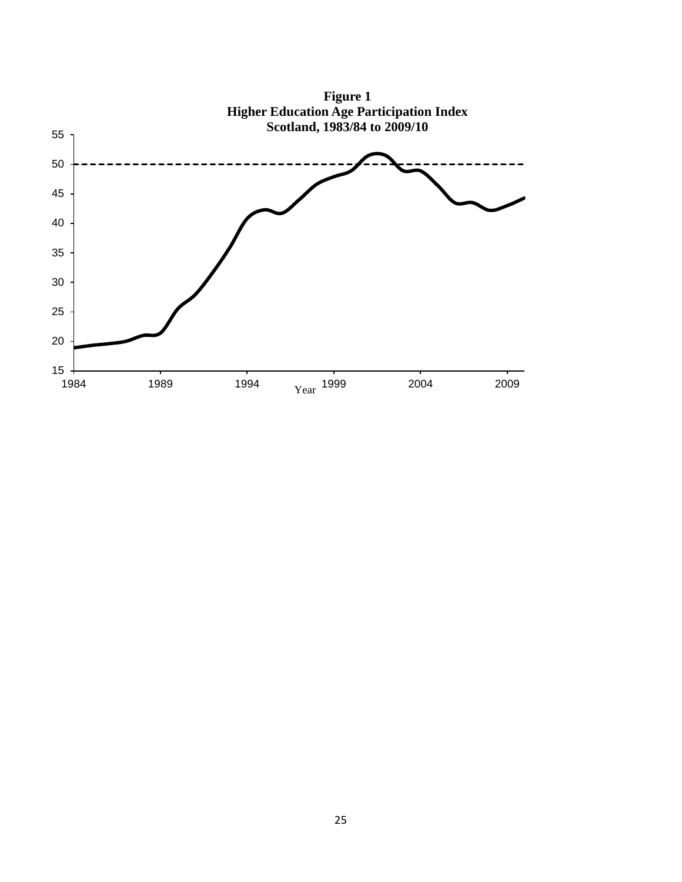**Figure 1**
**Higher Education Age Participation Index**
**Scotland, 1983/84 to 2009/10**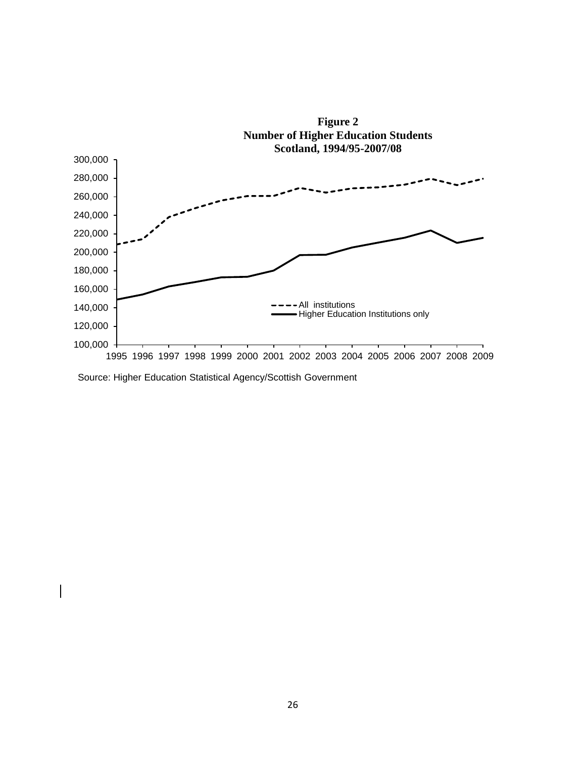**Figure 2**
**Number of Higher Education Students**
**Scotland, 1994/95-2007/08**

Source: Higher Education Statistical Agency/Scottish Government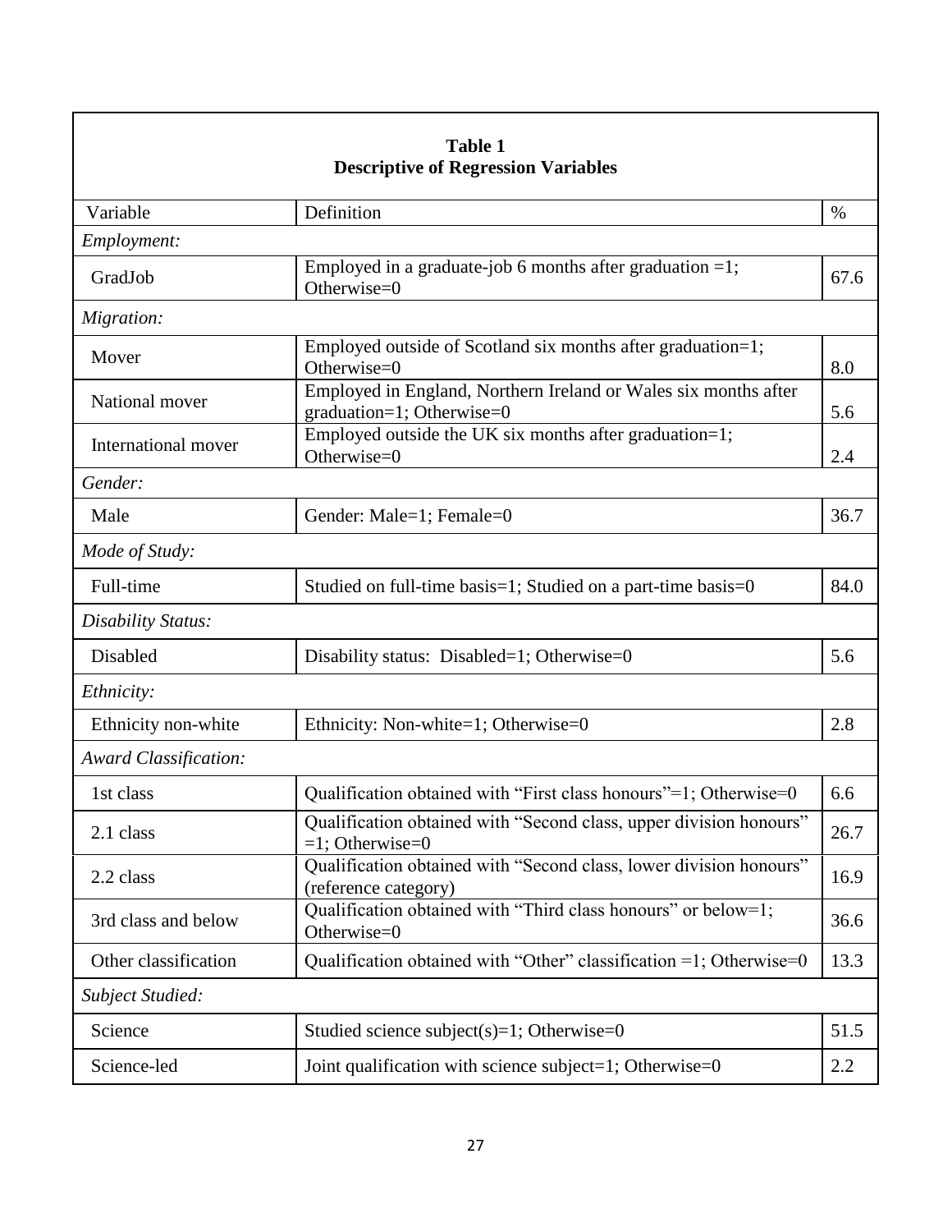**Table 1**
**Descriptive of Regression Variables**

| Variable | Definition | % |
|---|---|---|
| *Employment:* | | |
| GradJob | Employed in a graduate-job 6 months after graduation =1; Otherwise=0 | 67.6 |
| *Migration:* | | |
| Mover | Employed outside of Scotland six months after graduation=1; Otherwise=0 | 8.0 |
| National mover | Employed in England, Northern Ireland or Wales six months after graduation=1; Otherwise=0 | 5.6 |
| International mover | Employed outside the UK six months after graduation=1; Otherwise=0 | 2.4 |
| *Gender:* | | |
| Male | Gender: Male=1; Female=0 | 36.7 |
| *Mode of Study:* | | |
| Full-time | Studied on full-time basis=1; Studied on a part-time basis=0 | 84.0 |
| *Disability Status:* | | |
| Disabled | Disability status: Disabled=1; Otherwise=0 | 5.6 |
| *Ethnicity:* | | |
| Ethnicity non-white | Ethnicity: Non-white=1; Otherwise=0 | 2.8 |
| *Award Classification:* | | |
| 1st class | Qualification obtained with "First class honours"=1; Otherwise=0 | 6.6 |
| 2.1 class | Qualification obtained with "Second class, upper division honours" =1; Otherwise=0 | 26.7 |
| 2.2 class | Qualification obtained with "Second class, lower division honours" (reference category) | 16.9 |
| 3rd class and below | Qualification obtained with "Third class honours" or below=1; Otherwise=0 | 36.6 |
| Other classification | Qualification obtained with "Other" classification =1; Otherwise=0 | 13.3 |
| *Subject Studied:* | | |
| Science | Studied science subject(s)=1; Otherwise=0 | 51.5 |
| Science-led | Joint qualification with science subject=1; Otherwise=0 | 2.2 |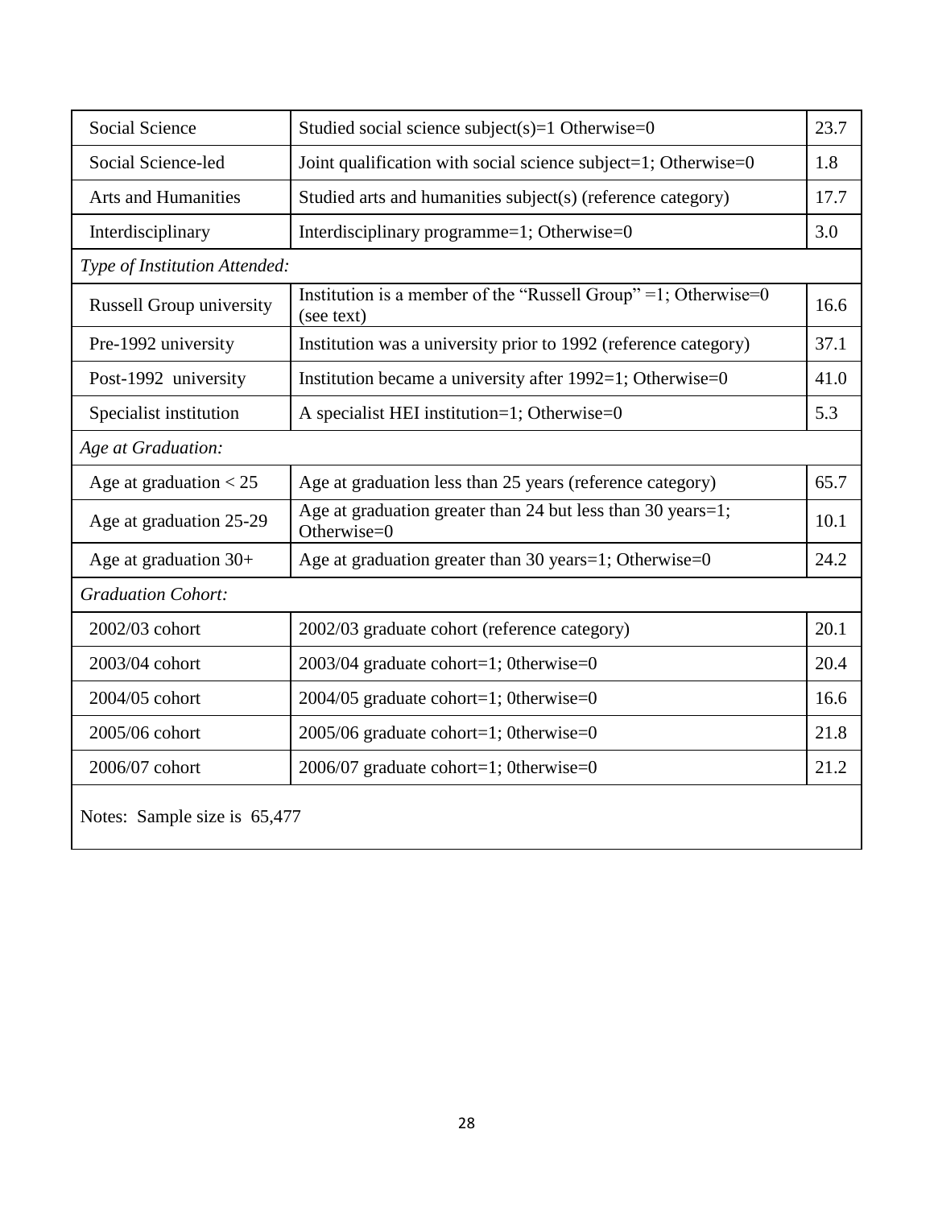| | | |
|---|---|---|
| Social Science | Studied social science subject(s)=1 Otherwise=0 | 23.7 |
| Social Science-led | Joint qualification with social science subject=1; Otherwise=0 | 1.8 |
| Arts and Humanities | Studied arts and humanities subject(s) (reference category) | 17.7 |
| Interdisciplinary | Interdisciplinary programme=1; Otherwise=0 | 3.0 |
| *Type of Institution Attended:* | | |
| Russell Group university | Institution is a member of the "Russell Group" =1; Otherwise=0 (see text) | 16.6 |
| Pre-1992 university | Institution was a university prior to 1992 (reference category) | 37.1 |
| Post-1992 university | Institution became a university after 1992=1; Otherwise=0 | 41.0 |
| Specialist institution | A specialist HEI institution=1; Otherwise=0 | 5.3 |
| *Age at Graduation:* | | |
| Age at graduation < 25 | Age at graduation less than 25 years (reference category) | 65.7 |
| Age at graduation 25-29 | Age at graduation greater than 24 but less than 30 years=1; Otherwise=0 | 10.1 |
| Age at graduation 30+ | Age at graduation greater than 30 years=1; Otherwise=0 | 24.2 |
| *Graduation Cohort:* | | |
| 2002/03 cohort | 2002/03 graduate cohort (reference category) | 20.1 |
| 2003/04 cohort | 2003/04 graduate cohort=1; 0therwise=0 | 20.4 |
| 2004/05 cohort | 2004/05 graduate cohort=1; 0therwise=0 | 16.6 |
| 2005/06 cohort | 2005/06 graduate cohort=1; 0therwise=0 | 21.8 |
| 2006/07 cohort | 2006/07 graduate cohort=1; 0therwise=0 | 21.2 |

Notes: Sample size is 65,477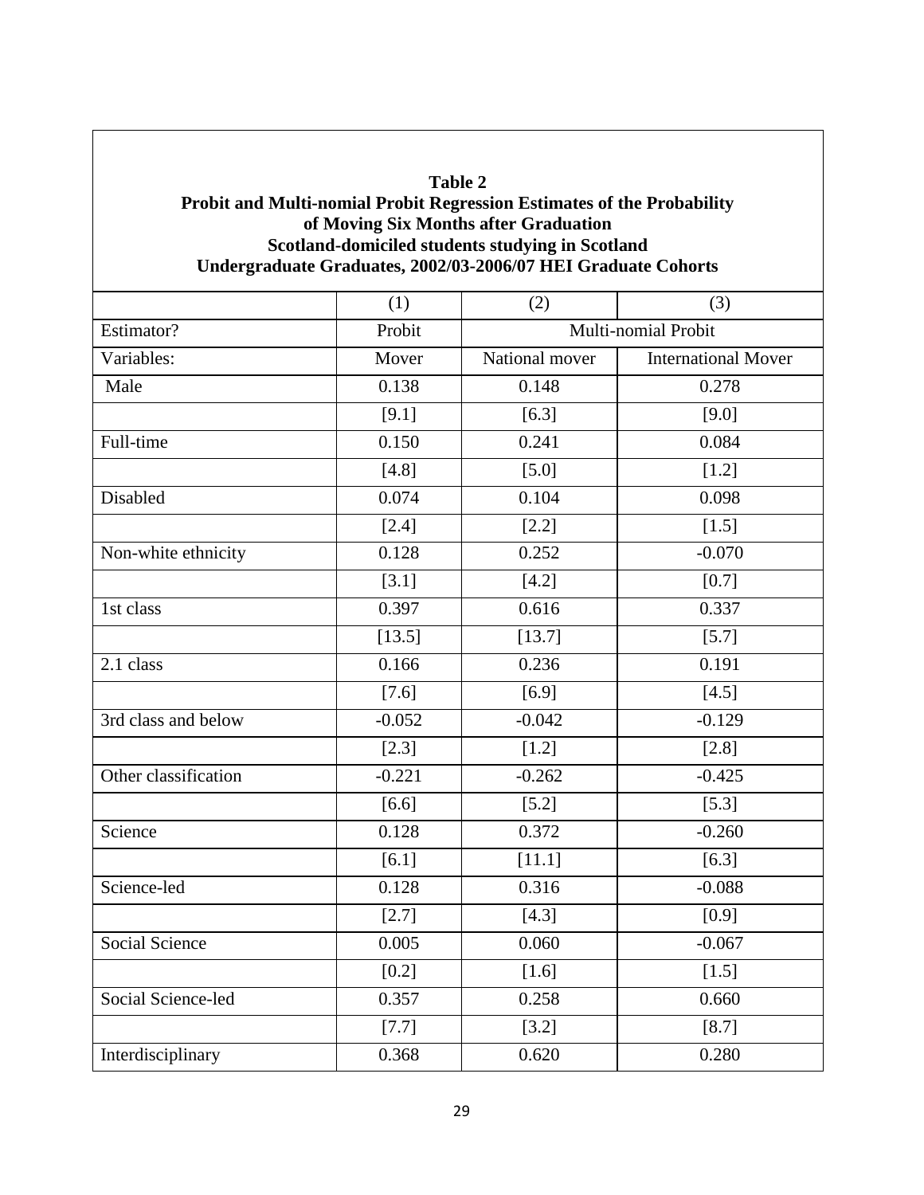**Table 2**
**Probit and Multi-nomial Probit Regression Estimates of the Probability of Moving Six Months after Graduation**
**Scotland-domiciled students studying in Scotland**
**Undergraduate Graduates, 2002/03-2006/07 HEI Graduate Cohorts**

| | (1) | (2) | (3) |
|---|---|---|---|
| Estimator? | Probit | Multi-nomial Probit | |
| Variables: | Mover | National mover | International Mover |
| Male | 0.138 | 0.148 | 0.278 |
| | [9.1] | [6.3] | [9.0] |
| Full-time | 0.150 | 0.241 | 0.084 |
| | [4.8] | [5.0] | [1.2] |
| Disabled | 0.074 | 0.104 | 0.098 |
| | [2.4] | [2.2] | [1.5] |
| Non-white ethnicity | 0.128 | 0.252 | -0.070 |
| | [3.1] | [4.2] | [0.7] |
| 1st class | 0.397 | 0.616 | 0.337 |
| | [13.5] | [13.7] | [5.7] |
| 2.1 class | 0.166 | 0.236 | 0.191 |
| | [7.6] | [6.9] | [4.5] |
| 3rd class and below | -0.052 | -0.042 | -0.129 |
| | [2.3] | [1.2] | [2.8] |
| Other classification | -0.221 | -0.262 | -0.425 |
| | [6.6] | [5.2] | [5.3] |
| Science | 0.128 | 0.372 | -0.260 |
| | [6.1] | [11.1] | [6.3] |
| Science-led | 0.128 | 0.316 | -0.088 |
| | [2.7] | [4.3] | [0.9] |
| Social Science | 0.005 | 0.060 | -0.067 |
| | [0.2] | [1.6] | [1.5] |
| Social Science-led | 0.357 | 0.258 | 0.660 |
| | [7.7] | [3.2] | [8.7] |
| Interdisciplinary | 0.368 | 0.620 | 0.280 |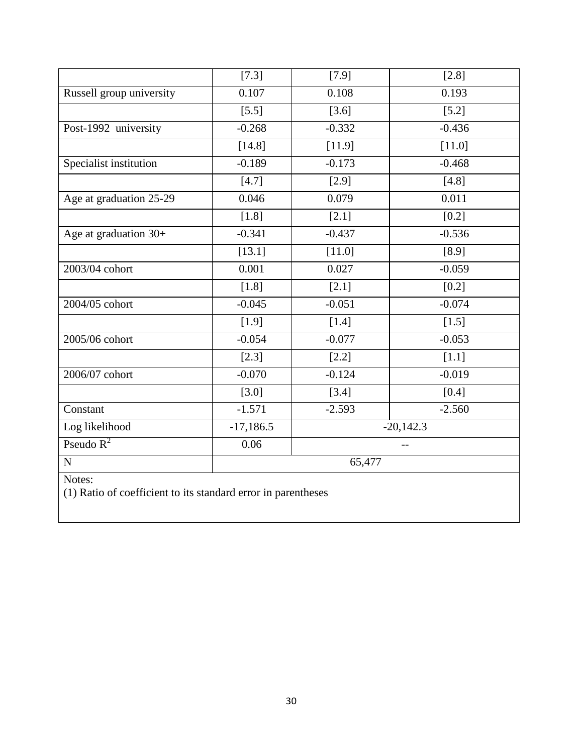| | | | |
|---|---|---|---|
| | [7.3] | [7.9] | [2.8] |
| Russell group university | 0.107 | 0.108 | 0.193 |
| | [5.5] | [3.6] | [5.2] |
| Post-1992 university | -0.268 | -0.332 | -0.436 |
| | [14.8] | [11.9] | [11.0] |
| Specialist institution | -0.189 | -0.173 | -0.468 |
| | [4.7] | [2.9] | [4.8] |
| Age at graduation 25-29 | 0.046 | 0.079 | 0.011 |
| | [1.8] | [2.1] | [0.2] |
| Age at graduation 30+ | -0.341 | -0.437 | -0.536 |
| | [13.1] | [11.0] | [8.9] |
| 2003/04 cohort | 0.001 | 0.027 | -0.059 |
| | [1.8] | [2.1] | [0.2] |
| 2004/05 cohort | -0.045 | -0.051 | -0.074 |
| | [1.9] | [1.4] | [1.5] |
| 2005/06 cohort | -0.054 | -0.077 | -0.053 |
| | [2.3] | [2.2] | [1.1] |
| 2006/07 cohort | -0.070 | -0.124 | -0.019 |
| | [3.0] | [3.4] | [0.4] |
| Constant | -1.571 | -2.593 | -2.560 |
| Log likelihood | -17,186.5 | -20,142.3 | |
| Pseudo $R^2$ | 0.06 | -- | |
| N | 65,477 | | |

Notes:
(1) Ratio of coefficient to its standard error in parentheses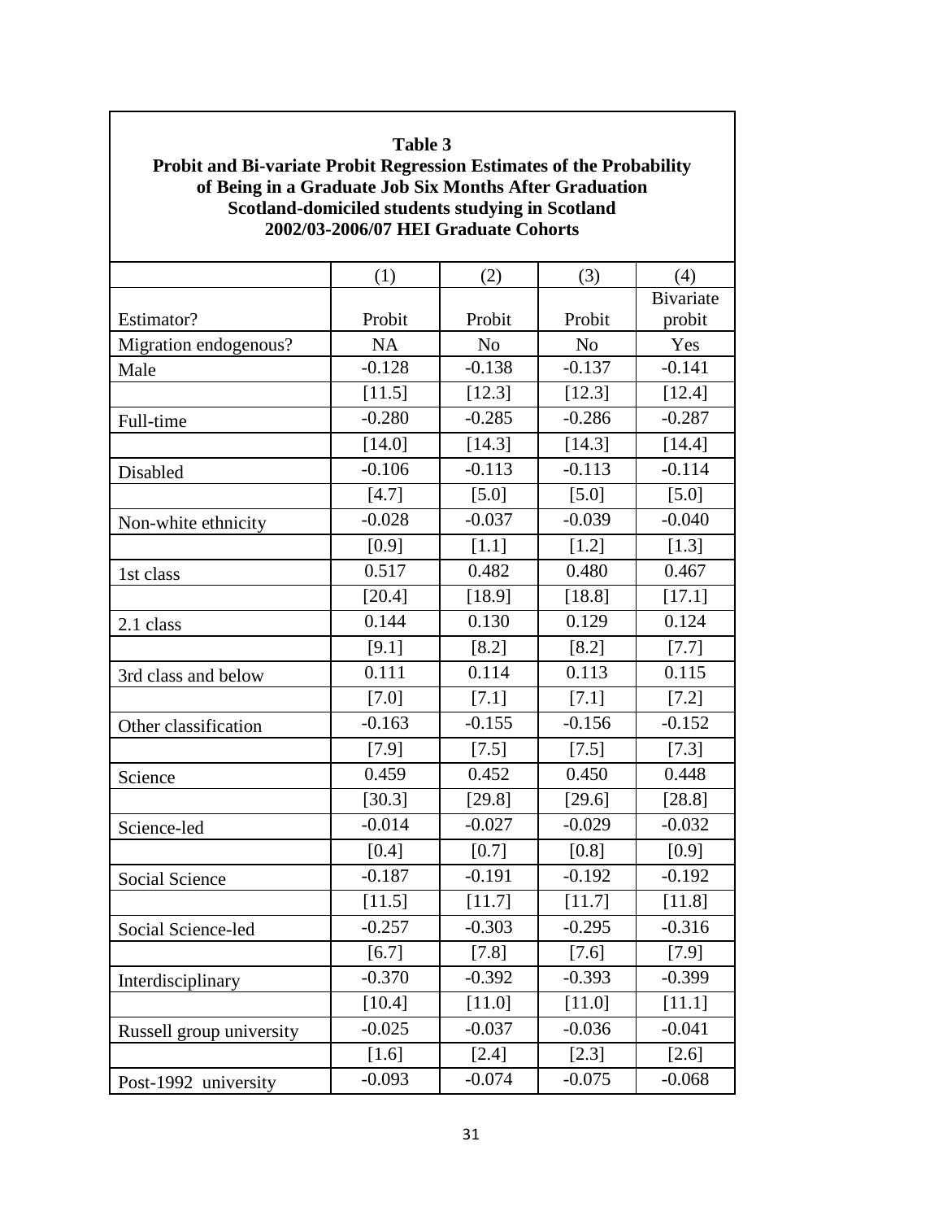**Table 3**
**Probit and Bi-variate Probit Regression Estimates of the Probability of Being in a Graduate Job Six Months After Graduation**
**Scotland-domiciled students studying in Scotland**
**2002/03-2006/07 HEI Graduate Cohorts**

| | (1) | (2) | (3) | (4) |
|---|---|---|---|---|
| Estimator? | Probit | Probit | Probit | Bivariate probit |
| Migration endogenous? | NA | No | No | Yes |
| Male | -0.128 | -0.138 | -0.137 | -0.141 |
| | [11.5] | [12.3] | [12.3] | [12.4] |
| Full-time | -0.280 | -0.285 | -0.286 | -0.287 |
| | [14.0] | [14.3] | [14.3] | [14.4] |
| Disabled | -0.106 | -0.113 | -0.113 | -0.114 |
| | [4.7] | [5.0] | [5.0] | [5.0] |
| Non-white ethnicity | -0.028 | -0.037 | -0.039 | -0.040 |
| | [0.9] | [1.1] | [1.2] | [1.3] |
| 1st class | 0.517 | 0.482 | 0.480 | 0.467 |
| | [20.4] | [18.9] | [18.8] | [17.1] |
| 2.1 class | 0.144 | 0.130 | 0.129 | 0.124 |
| | [9.1] | [8.2] | [8.2] | [7.7] |
| 3rd class and below | 0.111 | 0.114 | 0.113 | 0.115 |
| | [7.0] | [7.1] | [7.1] | [7.2] |
| Other classification | -0.163 | -0.155 | -0.156 | -0.152 |
| | [7.9] | [7.5] | [7.5] | [7.3] |
| Science | 0.459 | 0.452 | 0.450 | 0.448 |
| | [30.3] | [29.8] | [29.6] | [28.8] |
| Science-led | -0.014 | -0.027 | -0.029 | -0.032 |
| | [0.4] | [0.7] | [0.8] | [0.9] |
| Social Science | -0.187 | -0.191 | -0.192 | -0.192 |
| | [11.5] | [11.7] | [11.7] | [11.8] |
| Social Science-led | -0.257 | -0.303 | -0.295 | -0.316 |
| | [6.7] | [7.8] | [7.6] | [7.9] |
| Interdisciplinary | -0.370 | -0.392 | -0.393 | -0.399 |
| | [10.4] | [11.0] | [11.0] | [11.1] |
| Russell group university | -0.025 | -0.037 | -0.036 | -0.041 |
| | [1.6] | [2.4] | [2.3] | [2.6] |
| Post-1992 university | -0.093 | -0.074 | -0.075 | -0.068 |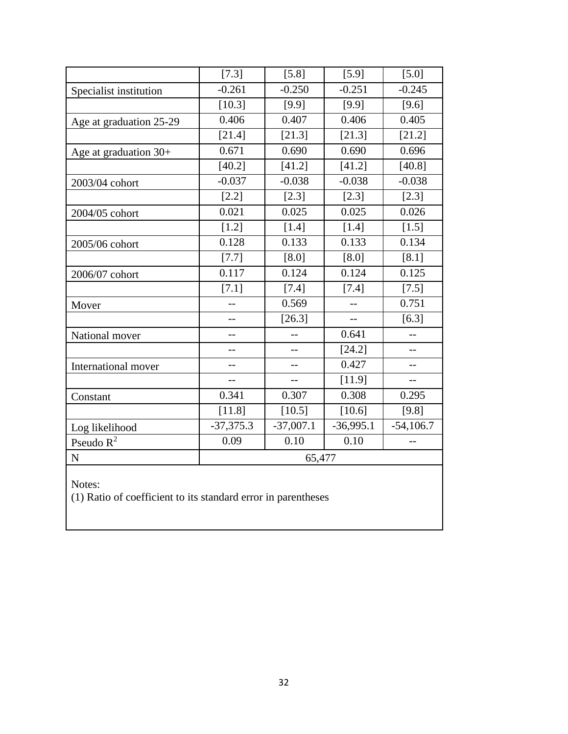| | | | | |
|---|---|---|---|---|
| | [7.3] | [5.8] | [5.9] | [5.0] |
| Specialist institution | -0.261 | -0.250 | -0.251 | -0.245 |
| | [10.3] | [9.9] | [9.9] | [9.6] |
| Age at graduation 25-29 | 0.406 | 0.407 | 0.406 | 0.405 |
| | [21.4] | [21.3] | [21.3] | [21.2] |
| Age at graduation 30+ | 0.671 | 0.690 | 0.690 | 0.696 |
| | [40.2] | [41.2] | [41.2] | [40.8] |
| 2003/04 cohort | -0.037 | -0.038 | -0.038 | -0.038 |
| | [2.2] | [2.3] | [2.3] | [2.3] |
| 2004/05 cohort | 0.021 | 0.025 | 0.025 | 0.026 |
| | [1.2] | [1.4] | [1.4] | [1.5] |
| 2005/06 cohort | 0.128 | 0.133 | 0.133 | 0.134 |
| | [7.7] | [8.0] | [8.0] | [8.1] |
| 2006/07 cohort | 0.117 | 0.124 | 0.124 | 0.125 |
| | [7.1] | [7.4] | [7.4] | [7.5] |
| Mover | -- | 0.569 | -- | 0.751 |
| | -- | [26.3] | -- | [6.3] |
| National mover | -- | -- | 0.641 | -- |
| | -- | -- | [24.2] | -- |
| International mover | -- | -- | 0.427 | -- |
| | -- | -- | [11.9] | -- |
| Constant | 0.341 | 0.307 | 0.308 | 0.295 |
| | [11.8] | [10.5] | [10.6] | [9.8] |
| Log likelihood | -37,375.3 | -37,007.1 | -36,995.1 | -54,106.7 |
| Pseudo $R^2$ | 0.09 | 0.10 | 0.10 | -- |
| N | 65,477 | | | |

Notes:
(1) Ratio of coefficient to its standard error in parentheses